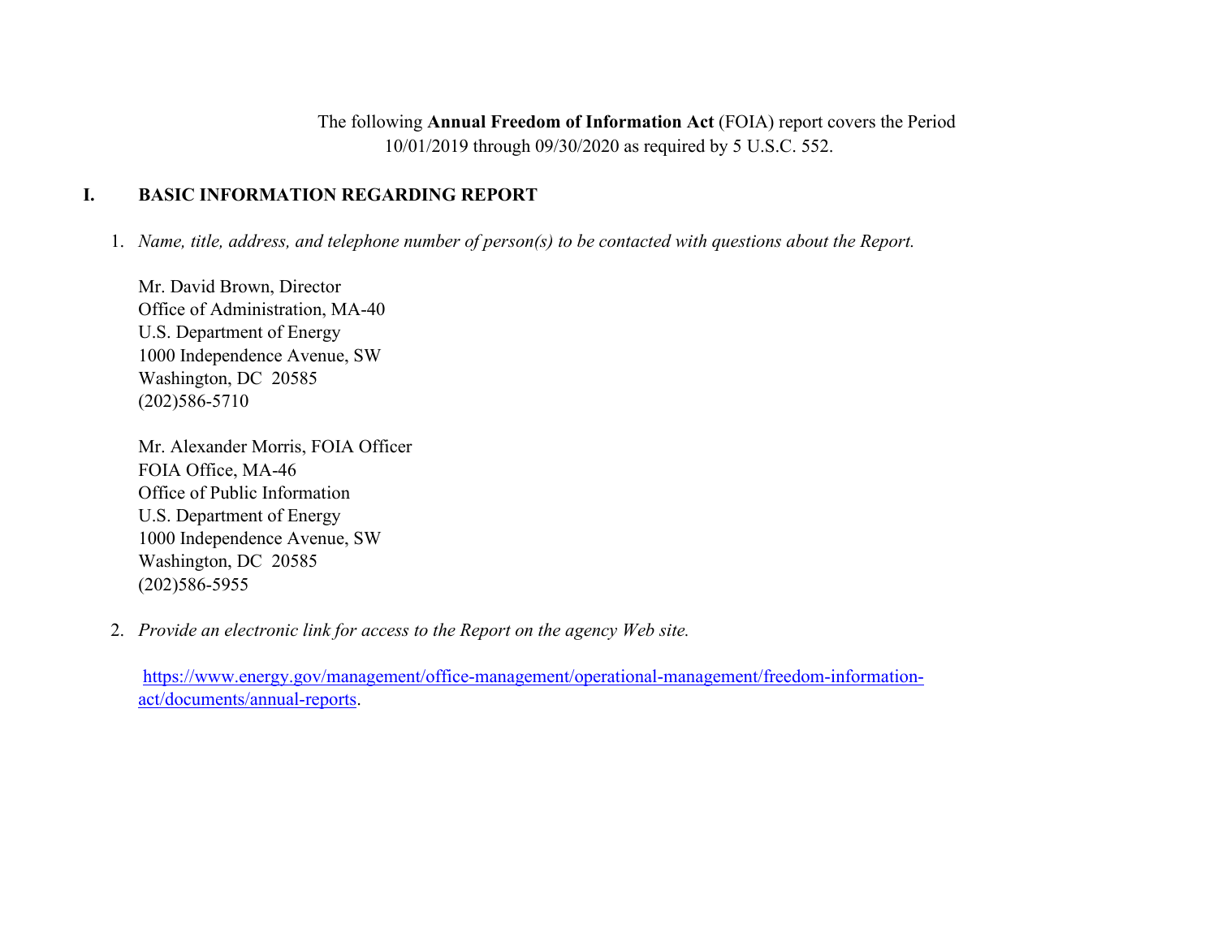The following **Annual Freedom of Information Act** (FOIA) report covers the Period 10/01/2019 through 09/30/2020 as required by 5 U.S.C. 552.

## I. BASIC INFORMATION REGARDING REPORT

1. *Name, title, address, and telephone number of person(s) to be contacted with questions about the Report.*

   Mr. David Brown, Director
   Office of Administration, MA-40
   U.S. Department of Energy
   1000 Independence Avenue, SW
   Washington, DC 20585
   (202)586-5710

   Mr. Alexander Morris, FOIA Officer
   FOIA Office, MA-46
   Office of Public Information
   U.S. Department of Energy
   1000 Independence Avenue, SW
   Washington, DC 20585
   (202)586-5955

2. *Provide an electronic link for access to the Report on the agency Web site.*

   https://www.energy.gov/management/office-management/operational-management/freedom-information-act/documents/annual-reports.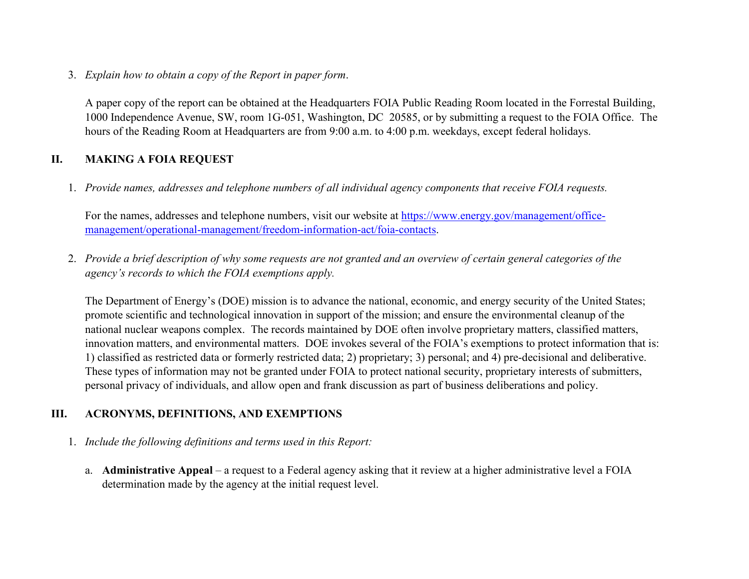3. *Explain how to obtain a copy of the Report in paper form*.

   A paper copy of the report can be obtained at the Headquarters FOIA Public Reading Room located in the Forrestal Building, 1000 Independence Avenue, SW, room 1G-051, Washington, DC 20585, or by submitting a request to the FOIA Office. The hours of the Reading Room at Headquarters are from 9:00 a.m. to 4:00 p.m. weekdays, except federal holidays.

## II. MAKING A FOIA REQUEST

1. *Provide names, addresses and telephone numbers of all individual agency components that receive FOIA requests.*

   For the names, addresses and telephone numbers, visit our website at [https://www.energy.gov/management/office-management/operational-management/freedom-information-act/foia-contacts](https://www.energy.gov/management/office-management/operational-management/freedom-information-act/foia-contacts).

2. *Provide a brief description of why some requests are not granted and an overview of certain general categories of the agency's records to which the FOIA exemptions apply.*

   The Department of Energy's (DOE) mission is to advance the national, economic, and energy security of the United States; promote scientific and technological innovation in support of the mission; and ensure the environmental cleanup of the national nuclear weapons complex. The records maintained by DOE often involve proprietary matters, classified matters, innovation matters, and environmental matters. DOE invokes several of the FOIA's exemptions to protect information that is: 1) classified as restricted data or formerly restricted data; 2) proprietary; 3) personal; and 4) pre-decisional and deliberative. These types of information may not be granted under FOIA to protect national security, proprietary interests of submitters, personal privacy of individuals, and allow open and frank discussion as part of business deliberations and policy.

## III. ACRONYMS, DEFINITIONS, AND EXEMPTIONS

1. *Include the following definitions and terms used in this Report:*

   a. **Administrative Appeal** – a request to a Federal agency asking that it review at a higher administrative level a FOIA determination made by the agency at the initial request level.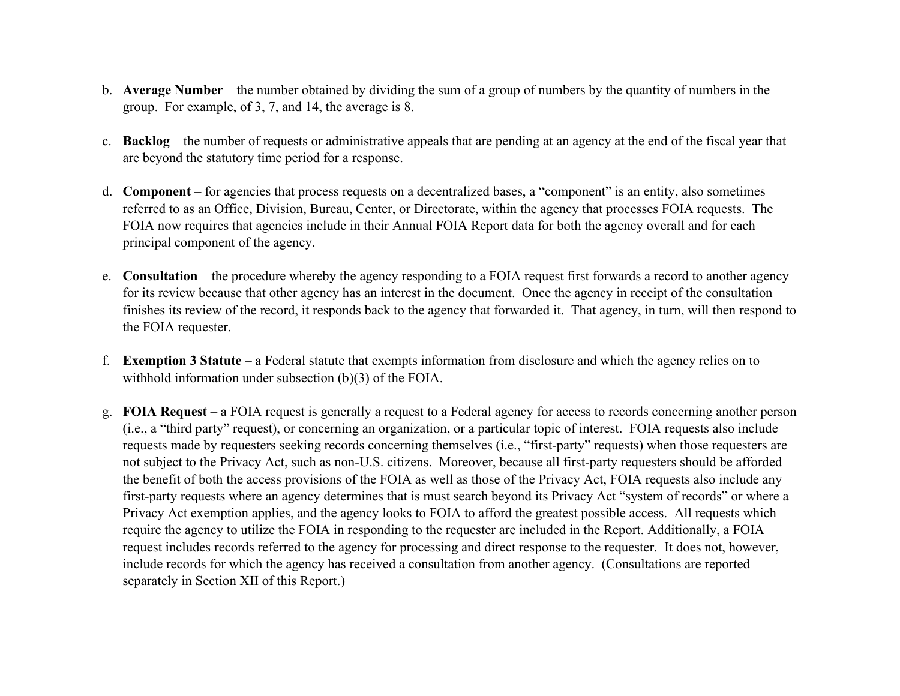b. **Average Number** – the number obtained by dividing the sum of a group of numbers by the quantity of numbers in the group. For example, of 3, 7, and 14, the average is 8.

c. **Backlog** – the number of requests or administrative appeals that are pending at an agency at the end of the fiscal year that are beyond the statutory time period for a response.

d. **Component** – for agencies that process requests on a decentralized bases, a "component" is an entity, also sometimes referred to as an Office, Division, Bureau, Center, or Directorate, within the agency that processes FOIA requests. The FOIA now requires that agencies include in their Annual FOIA Report data for both the agency overall and for each principal component of the agency.

e. **Consultation** – the procedure whereby the agency responding to a FOIA request first forwards a record to another agency for its review because that other agency has an interest in the document. Once the agency in receipt of the consultation finishes its review of the record, it responds back to the agency that forwarded it. That agency, in turn, will then respond to the FOIA requester.

f. **Exemption 3 Statute** – a Federal statute that exempts information from disclosure and which the agency relies on to withhold information under subsection (b)(3) of the FOIA.

g. **FOIA Request** – a FOIA request is generally a request to a Federal agency for access to records concerning another person (i.e., a "third party" request), or concerning an organization, or a particular topic of interest. FOIA requests also include requests made by requesters seeking records concerning themselves (i.e., "first-party" requests) when those requesters are not subject to the Privacy Act, such as non-U.S. citizens. Moreover, because all first-party requesters should be afforded the benefit of both the access provisions of the FOIA as well as those of the Privacy Act, FOIA requests also include any first-party requests where an agency determines that is must search beyond its Privacy Act "system of records" or where a Privacy Act exemption applies, and the agency looks to FOIA to afford the greatest possible access. All requests which require the agency to utilize the FOIA in responding to the requester are included in the Report. Additionally, a FOIA request includes records referred to the agency for processing and direct response to the requester. It does not, however, include records for which the agency has received a consultation from another agency. (Consultations are reported separately in Section XII of this Report.)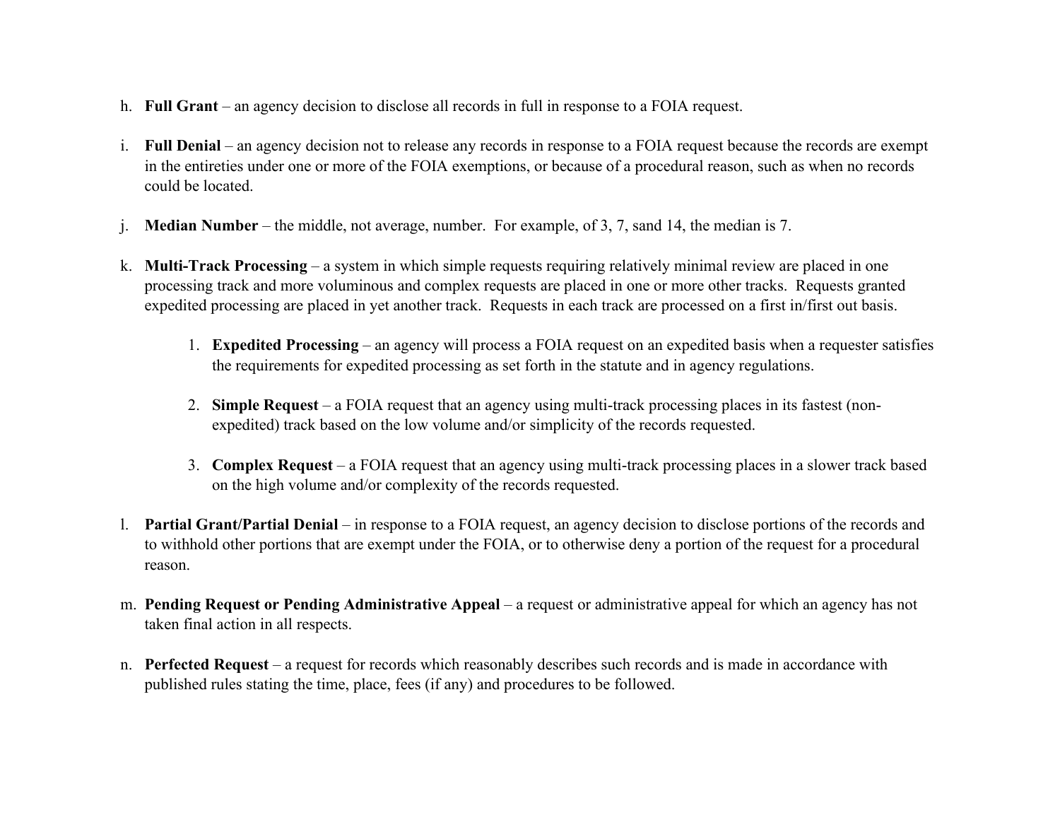h. **Full Grant** – an agency decision to disclose all records in full in response to a FOIA request.

i. **Full Denial** – an agency decision not to release any records in response to a FOIA request because the records are exempt in the entireties under one or more of the FOIA exemptions, or because of a procedural reason, such as when no records could be located.

j. **Median Number** – the middle, not average, number. For example, of 3, 7, sand 14, the median is 7.

k. **Multi-Track Processing** – a system in which simple requests requiring relatively minimal review are placed in one processing track and more voluminous and complex requests are placed in one or more other tracks. Requests granted expedited processing are placed in yet another track. Requests in each track are processed on a first in/first out basis.

   1. **Expedited Processing** – an agency will process a FOIA request on an expedited basis when a requester satisfies the requirements for expedited processing as set forth in the statute and in agency regulations.

   2. **Simple Request** – a FOIA request that an agency using multi-track processing places in its fastest (non-expedited) track based on the low volume and/or simplicity of the records requested.

   3. **Complex Request** – a FOIA request that an agency using multi-track processing places in a slower track based on the high volume and/or complexity of the records requested.

l. **Partial Grant/Partial Denial** – in response to a FOIA request, an agency decision to disclose portions of the records and to withhold other portions that are exempt under the FOIA, or to otherwise deny a portion of the request for a procedural reason.

m. **Pending Request or Pending Administrative Appeal** – a request or administrative appeal for which an agency has not taken final action in all respects.

n. **Perfected Request** – a request for records which reasonably describes such records and is made in accordance with published rules stating the time, place, fees (if any) and procedures to be followed.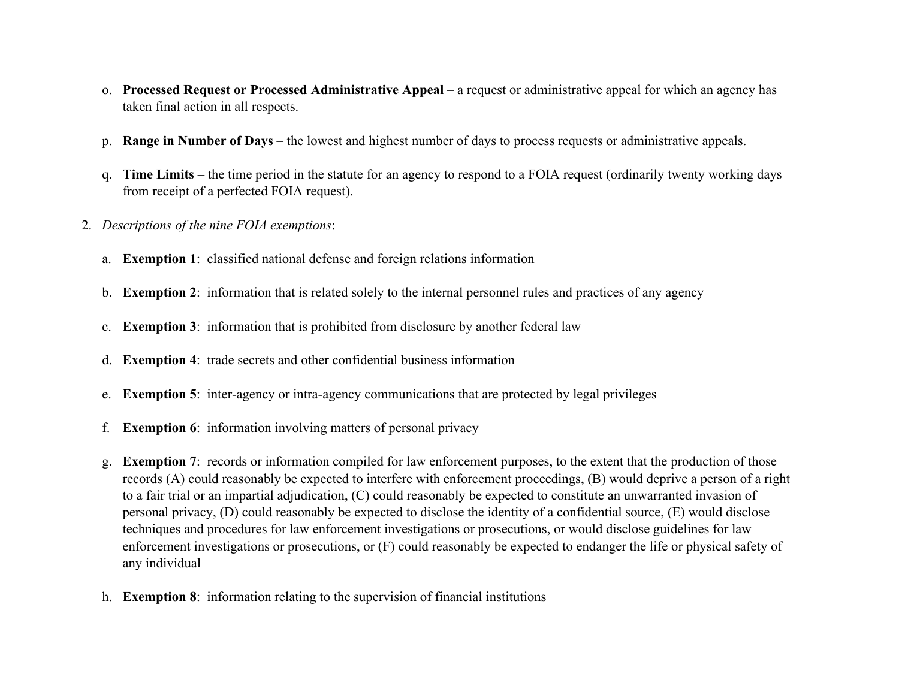o. **Processed Request or Processed Administrative Appeal** – a request or administrative appeal for which an agency has taken final action in all respects.

p. **Range in Number of Days** – the lowest and highest number of days to process requests or administrative appeals.

q. **Time Limits** – the time period in the statute for an agency to respond to a FOIA request (ordinarily twenty working days from receipt of a perfected FOIA request).

2. *Descriptions of the nine FOIA exemptions*:

   a. **Exemption 1**: classified national defense and foreign relations information

   b. **Exemption 2**: information that is related solely to the internal personnel rules and practices of any agency

   c. **Exemption 3**: information that is prohibited from disclosure by another federal law

   d. **Exemption 4**: trade secrets and other confidential business information

   e. **Exemption 5**: inter-agency or intra-agency communications that are protected by legal privileges

   f. **Exemption 6**: information involving matters of personal privacy

   g. **Exemption 7**: records or information compiled for law enforcement purposes, to the extent that the production of those records (A) could reasonably be expected to interfere with enforcement proceedings, (B) would deprive a person of a right to a fair trial or an impartial adjudication, (C) could reasonably be expected to constitute an unwarranted invasion of personal privacy, (D) could reasonably be expected to disclose the identity of a confidential source, (E) would disclose techniques and procedures for law enforcement investigations or prosecutions, or would disclose guidelines for law enforcement investigations or prosecutions, or (F) could reasonably be expected to endanger the life or physical safety of any individual

   h. **Exemption 8**: information relating to the supervision of financial institutions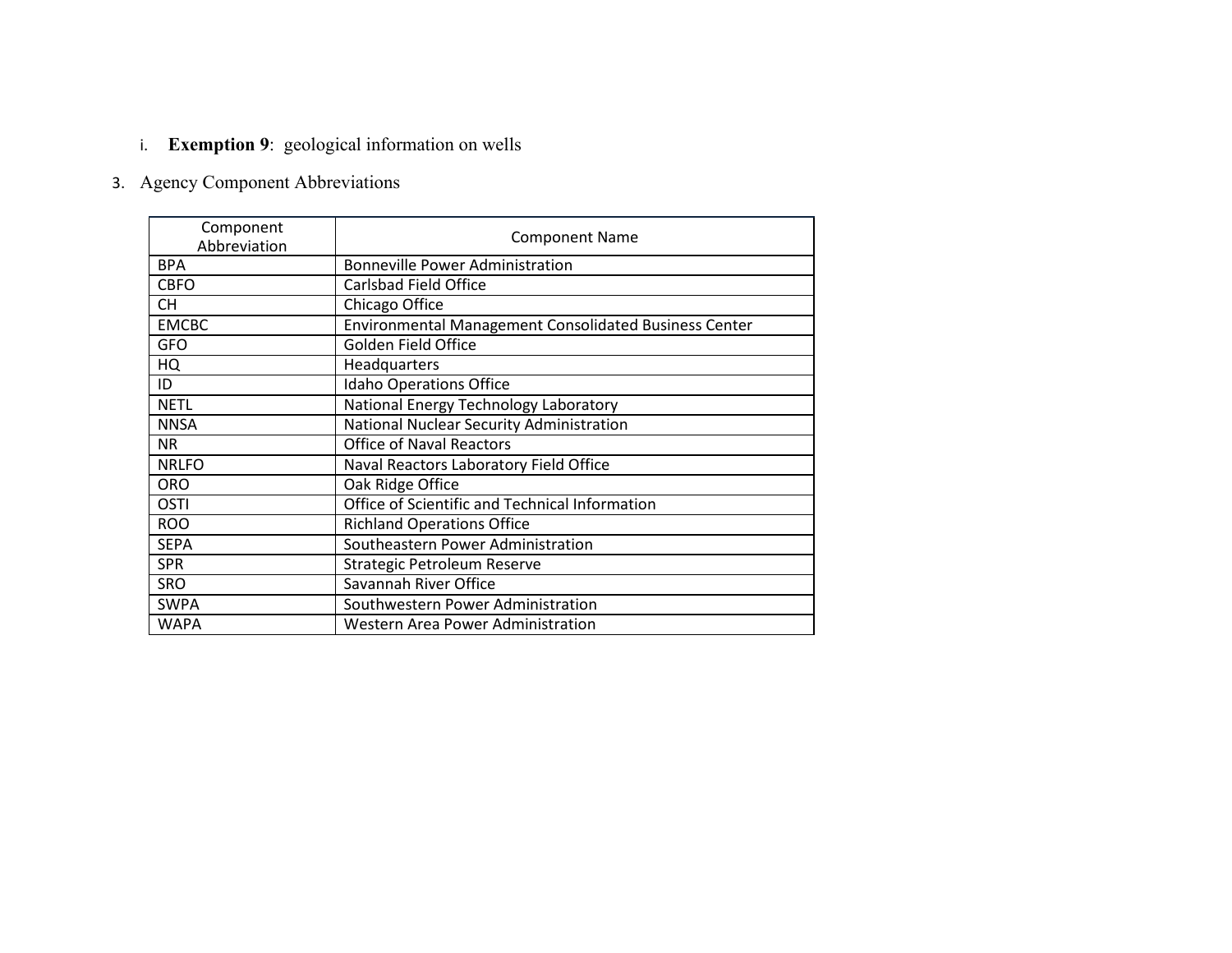i. **Exemption 9**: geological information on wells

3. Agency Component Abbreviations

| Component Abbreviation | Component Name |
|---|---|
| BPA | Bonneville Power Administration |
| CBFO | Carlsbad Field Office |
| CH | Chicago Office |
| EMCBC | Environmental Management Consolidated Business Center |
| GFO | Golden Field Office |
| HQ | Headquarters |
| ID | Idaho Operations Office |
| NETL | National Energy Technology Laboratory |
| NNSA | National Nuclear Security Administration |
| NR | Office of Naval Reactors |
| NRLFO | Naval Reactors Laboratory Field Office |
| ORO | Oak Ridge Office |
| OSTI | Office of Scientific and Technical Information |
| ROO | Richland Operations Office |
| SEPA | Southeastern Power Administration |
| SPR | Strategic Petroleum Reserve |
| SRO | Savannah River Office |
| SWPA | Southwestern Power Administration |
| WAPA | Western Area Power Administration |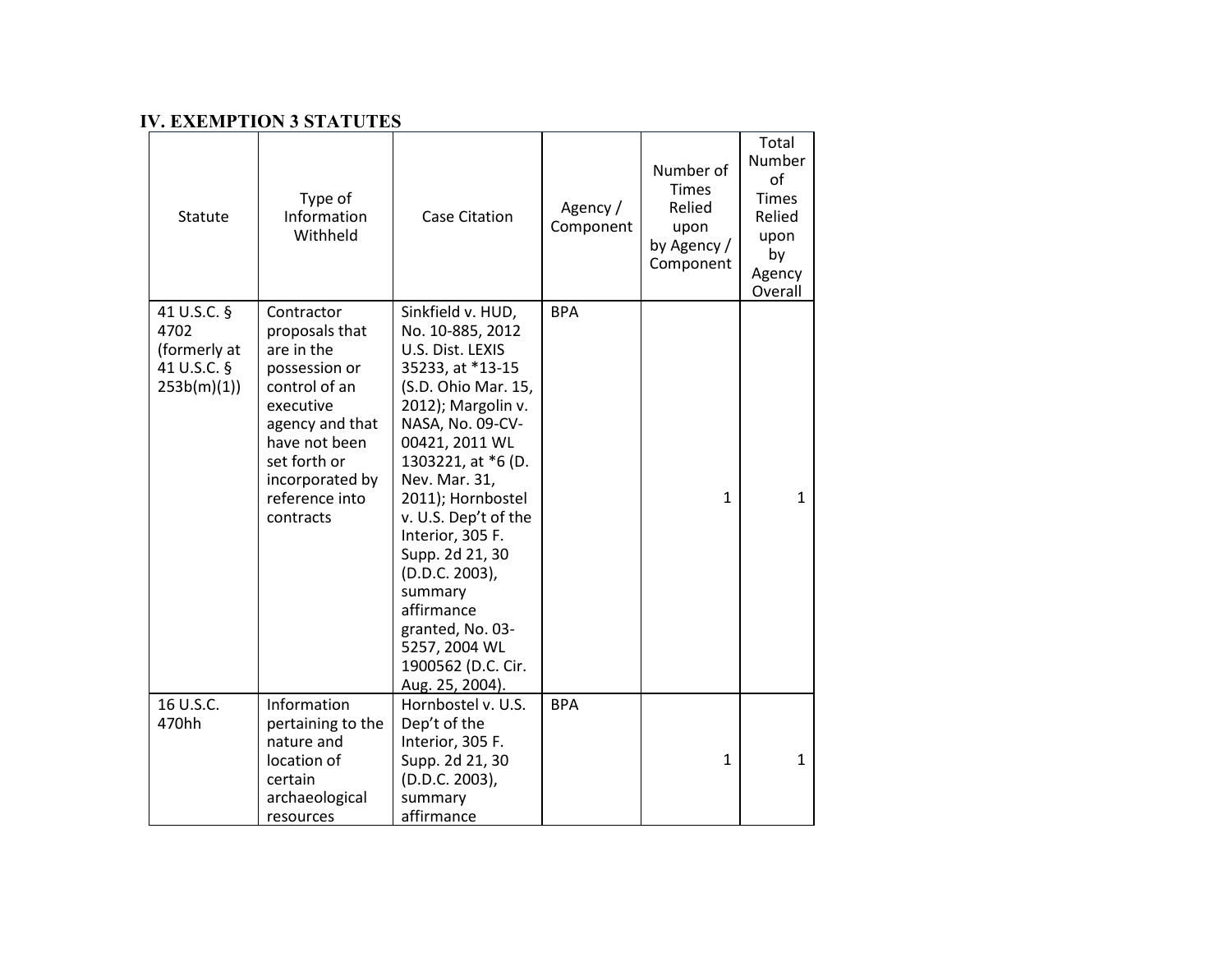## IV. EXEMPTION 3 STATUTES

| Statute | Type of Information Withheld | Case Citation | Agency / Component | Number of Times Relied upon by Agency / Component | Total Number of Times Relied upon by Agency Overall |
|---|---|---|---|---|---|
| 41 U.S.C. § 4702 (formerly at 41 U.S.C. § 253b(m)(1)) | Contractor proposals that are in the possession or control of an executive agency and that have not been set forth or incorporated by reference into contracts | Sinkfield v. HUD, No. 10-885, 2012 U.S. Dist. LEXIS 35233, at *13-15 (S.D. Ohio Mar. 15, 2012); Margolin v. NASA, No. 09-CV-00421, 2011 WL 1303221, at *6 (D. Nev. Mar. 31, 2011); Hornbostel v. U.S. Dep't of the Interior, 305 F. Supp. 2d 21, 30 (D.D.C. 2003), summary affirmance granted, No. 03-5257, 2004 WL 1900562 (D.C. Cir. Aug. 25, 2004). | BPA | 1 | 1 |
| 16 U.S.C. 470hh | Information pertaining to the nature and location of certain archaeological resources | Hornbostel v. U.S. Dep't of the Interior, 305 F. Supp. 2d 21, 30 (D.D.C. 2003), summary affirmance | BPA | 1 | 1 |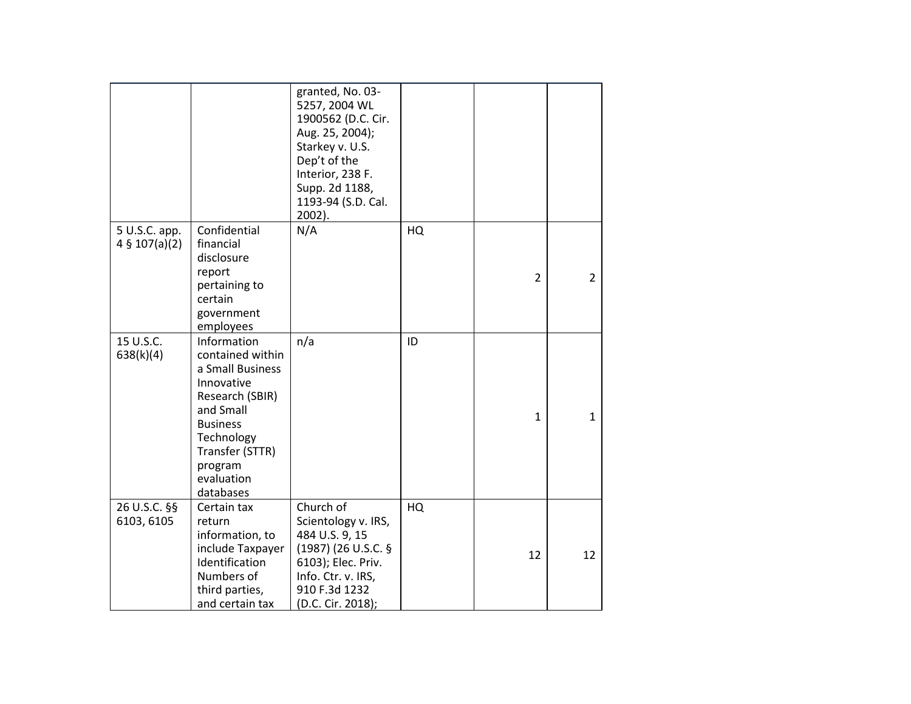| | | granted, No. 03-5257, 2004 WL 1900562 (D.C. Cir. Aug. 25, 2004); Starkey v. U.S. Dep't of the Interior, 238 F. Supp. 2d 1188, 1193-94 (S.D. Cal. 2002). | | | |
|---|---|---|---|---|---|
| 5 U.S.C. app. 4 § 107(a)(2) | Confidential financial disclosure report pertaining to certain government employees | N/A | HQ | 2 | 2 |
| 15 U.S.C. 638(k)(4) | Information contained within a Small Business Innovative Research (SBIR) and Small Business Technology Transfer (STTR) program evaluation databases | n/a | ID | 1 | 1 |
| 26 U.S.C. §§ 6103, 6105 | Certain tax return information, to include Taxpayer Identification Numbers of third parties, and certain tax | Church of Scientology v. IRS, 484 U.S. 9, 15 (1987) (26 U.S.C. § 6103); Elec. Priv. Info. Ctr. v. IRS, 910 F.3d 1232 (D.C. Cir. 2018); | HQ | 12 | 12 |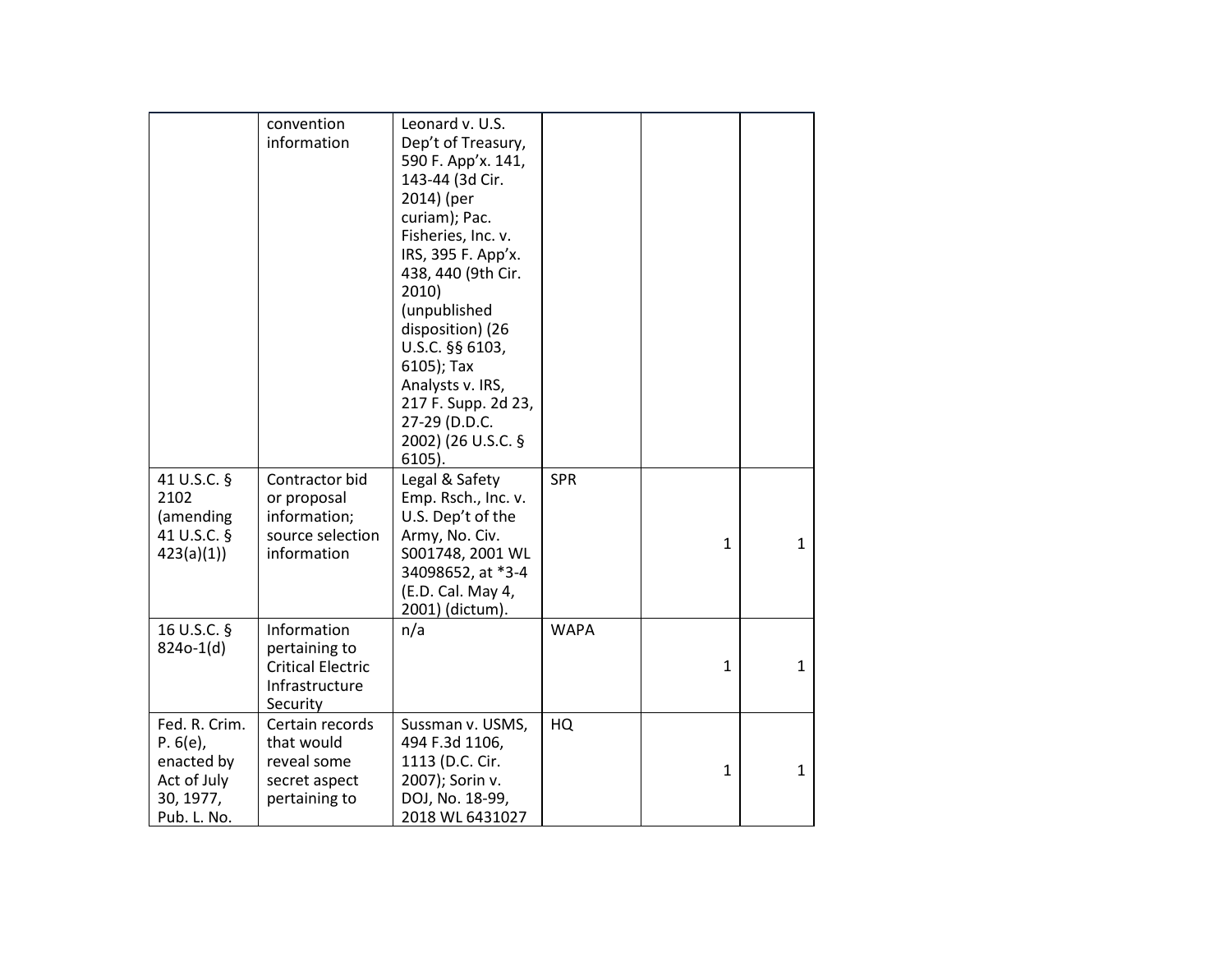| | | | | | |
|---|---|---|---|---|---|
| | convention information | Leonard v. U.S. Dep't of Treasury, 590 F. App'x. 141, 143-44 (3d Cir. 2014) (per curiam); Pac. Fisheries, Inc. v. IRS, 395 F. App'x. 438, 440 (9th Cir. 2010) (unpublished disposition) (26 U.S.C. §§ 6103, 6105); Tax Analysts v. IRS, 217 F. Supp. 2d 23, 27-29 (D.D.C. 2002) (26 U.S.C. § 6105). | | | |
| 41 U.S.C. § 2102 (amending 41 U.S.C. § 423(a)(1)) | Contractor bid or proposal information; source selection information | Legal & Safety Emp. Rsch., Inc. v. U.S. Dep't of the Army, No. Civ. S001748, 2001 WL 34098652, at *3-4 (E.D. Cal. May 4, 2001) (dictum). | SPR | 1 | 1 |
| 16 U.S.C. § 824o-1(d) | Information pertaining to Critical Electric Infrastructure Security | n/a | WAPA | 1 | 1 |
| Fed. R. Crim. P. 6(e), enacted by Act of July 30, 1977, Pub. L. No. | Certain records that would reveal some secret aspect pertaining to | Sussman v. USMS, 494 F.3d 1106, 1113 (D.C. Cir. 2007); Sorin v. DOJ, No. 18-99, 2018 WL 6431027 | HQ | 1 | 1 |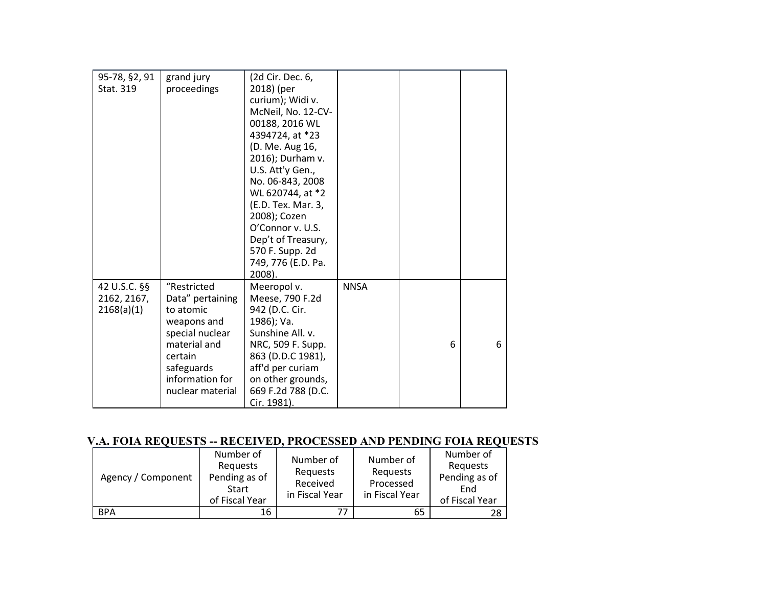| | | | | | |
|---|---|---|---|---|---|
| 95-78, §2, 91 Stat. 319 | grand jury proceedings | (2d Cir. Dec. 6, 2018) (per curium); Widi v. McNeil, No. 12-CV-00188, 2016 WL 4394724, at *23 (D. Me. Aug 16, 2016); Durham v. U.S. Att'y Gen., No. 06-843, 2008 WL 620744, at *2 (E.D. Tex. Mar. 3, 2008); Cozen O'Connor v. U.S. Dep't of Treasury, 570 F. Supp. 2d 749, 776 (E.D. Pa. 2008). | | | |
| 42 U.S.C. §§ 2162, 2167, 2168(a)(1) | "Restricted Data" pertaining to atomic weapons and special nuclear material and certain safeguards information for nuclear material | Meeropol v. Meese, 790 F.2d 942 (D.C. Cir. 1986); Va. Sunshine All. v. NRC, 509 F. Supp. 863 (D.D.C 1981), aff'd per curiam on other grounds, 669 F.2d 788 (D.C. Cir. 1981). | NNSA | 6 | 6 |

## V.A. FOIA REQUESTS -- RECEIVED, PROCESSED AND PENDING FOIA REQUESTS

| Agency / Component | Number of Requests Pending as of Start of Fiscal Year | Number of Requests Received in Fiscal Year | Number of Requests Processed in Fiscal Year | Number of Requests Pending as of End of Fiscal Year |
|---|---|---|---|---|
| BPA | 16 | 77 | 65 | 28 |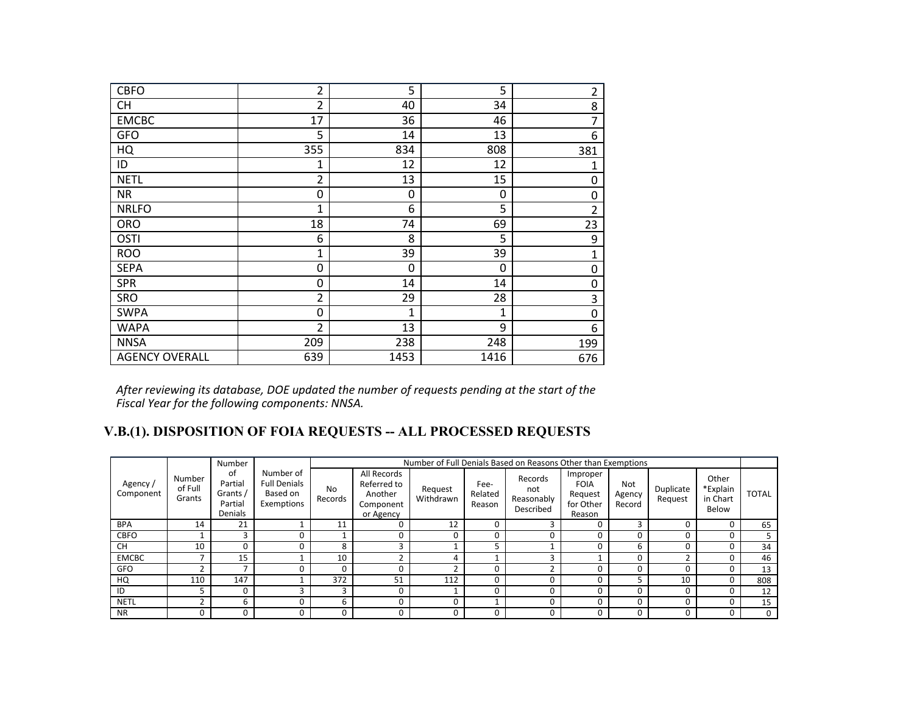| | | | | |
|---|---|---|---|---|
| CBFO | 2 | 5 | 5 | 2 |
| CH | 2 | 40 | 34 | 8 |
| EMCBC | 17 | 36 | 46 | 7 |
| GFO | 5 | 14 | 13 | 6 |
| HQ | 355 | 834 | 808 | 381 |
| ID | 1 | 12 | 12 | 1 |
| NETL | 2 | 13 | 15 | 0 |
| NR | 0 | 0 | 0 | 0 |
| NRLFO | 1 | 6 | 5 | 2 |
| ORO | 18 | 74 | 69 | 23 |
| OSTI | 6 | 8 | 5 | 9 |
| ROO | 1 | 39 | 39 | 1 |
| SEPA | 0 | 0 | 0 | 0 |
| SPR | 0 | 14 | 14 | 0 |
| SRO | 2 | 29 | 28 | 3 |
| SWPA | 0 | 1 | 1 | 0 |
| WAPA | 2 | 13 | 9 | 6 |
| NNSA | 209 | 238 | 248 | 199 |
| AGENCY OVERALL | 639 | 1453 | 1416 | 676 |

*After reviewing its database, DOE updated the number of requests pending at the start of the Fiscal Year for the following components: NNSA.*

## V.B.(1). DISPOSITION OF FOIA REQUESTS -- ALL PROCESSED REQUESTS

| Agency / Component | Number of Full Grants | Number of Partial Grants / Partial Denials | Number of Full Denials Based on Exemptions | Number of Full Denials Based on Reasons Other than Exemptions | | | | | | | | | TOTAL |
|---|---|---|---|---|---|---|---|---|---|---|---|---|---|
| | | | | No Records | All Records Referred to Another Component or Agency | Request Withdrawn | Fee-Related Reason | Records not Reasonably Described | Improper FOIA Request for Other Reason | Not Agency Record | Duplicate Request | Other *Explain in Chart Below | |
| BPA | 14 | 21 | 1 | 11 | 0 | 12 | 0 | 3 | 0 | 3 | 0 | 0 | 65 |
| CBFO | 1 | 3 | 0 | 1 | 0 | 0 | 0 | 0 | 0 | 0 | 0 | 0 | 5 |
| CH | 10 | 0 | 0 | 8 | 3 | 1 | 5 | 1 | 0 | 6 | 0 | 0 | 34 |
| EMCBC | 7 | 15 | 1 | 10 | 2 | 4 | 1 | 3 | 1 | 0 | 2 | 0 | 46 |
| GFO | 2 | 7 | 0 | 0 | 0 | 2 | 0 | 2 | 0 | 0 | 0 | 0 | 13 |
| HQ | 110 | 147 | 1 | 372 | 51 | 112 | 0 | 0 | 0 | 5 | 10 | 0 | 808 |
| ID | 5 | 0 | 3 | 3 | 0 | 1 | 0 | 0 | 0 | 0 | 0 | 0 | 12 |
| NETL | 2 | 6 | 0 | 6 | 0 | 0 | 1 | 0 | 0 | 0 | 0 | 0 | 15 |
| NR | 0 | 0 | 0 | 0 | 0 | 0 | 0 | 0 | 0 | 0 | 0 | 0 | 0 |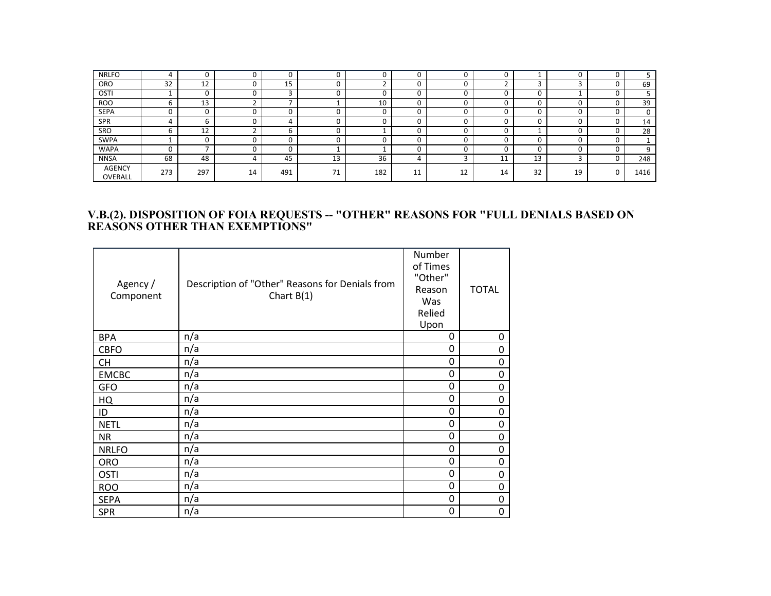| | | | | | | | | | | | | | |
|---|---|---|---|---|---|---|---|---|---|---|---|---|---|
| NRLFO | 4 | 0 | 0 | 0 | 0 | 0 | 0 | 0 | 0 | 1 | 0 | 0 | 5 |
| ORO | 32 | 12 | 0 | 15 | 0 | 2 | 0 | 0 | 2 | 3 | 3 | 0 | 69 |
| OSTI | 1 | 0 | 0 | 3 | 0 | 0 | 0 | 0 | 0 | 0 | 1 | 0 | 5 |
| ROO | 6 | 13 | 2 | 7 | 1 | 10 | 0 | 0 | 0 | 0 | 0 | 0 | 39 |
| SEPA | 0 | 0 | 0 | 0 | 0 | 0 | 0 | 0 | 0 | 0 | 0 | 0 | 0 |
| SPR | 4 | 6 | 0 | 4 | 0 | 0 | 0 | 0 | 0 | 0 | 0 | 0 | 14 |
| SRO | 6 | 12 | 2 | 6 | 0 | 1 | 0 | 0 | 0 | 1 | 0 | 0 | 28 |
| SWPA | 1 | 0 | 0 | 0 | 0 | 0 | 0 | 0 | 0 | 0 | 0 | 0 | 1 |
| WAPA | 0 | 7 | 0 | 0 | 1 | 1 | 0 | 0 | 0 | 0 | 0 | 0 | 9 |
| NNSA | 68 | 48 | 4 | 45 | 13 | 36 | 4 | 3 | 11 | 13 | 3 | 0 | 248 |
| AGENCY OVERALL | 273 | 297 | 14 | 491 | 71 | 182 | 11 | 12 | 14 | 32 | 19 | 0 | 1416 |

## V.B.(2). DISPOSITION OF FOIA REQUESTS -- "OTHER" REASONS FOR "FULL DENIALS BASED ON REASONS OTHER THAN EXEMPTIONS"

| Agency / Component | Description of "Other" Reasons for Denials from Chart B(1) | Number of Times "Other" Reason Was Relied Upon | TOTAL |
|---|---|---|---|
| BPA | n/a | 0 | 0 |
| CBFO | n/a | 0 | 0 |
| CH | n/a | 0 | 0 |
| EMCBC | n/a | 0 | 0 |
| GFO | n/a | 0 | 0 |
| HQ | n/a | 0 | 0 |
| ID | n/a | 0 | 0 |
| NETL | n/a | 0 | 0 |
| NR | n/a | 0 | 0 |
| NRLFO | n/a | 0 | 0 |
| ORO | n/a | 0 | 0 |
| OSTI | n/a | 0 | 0 |
| ROO | n/a | 0 | 0 |
| SEPA | n/a | 0 | 0 |
| SPR | n/a | 0 | 0 |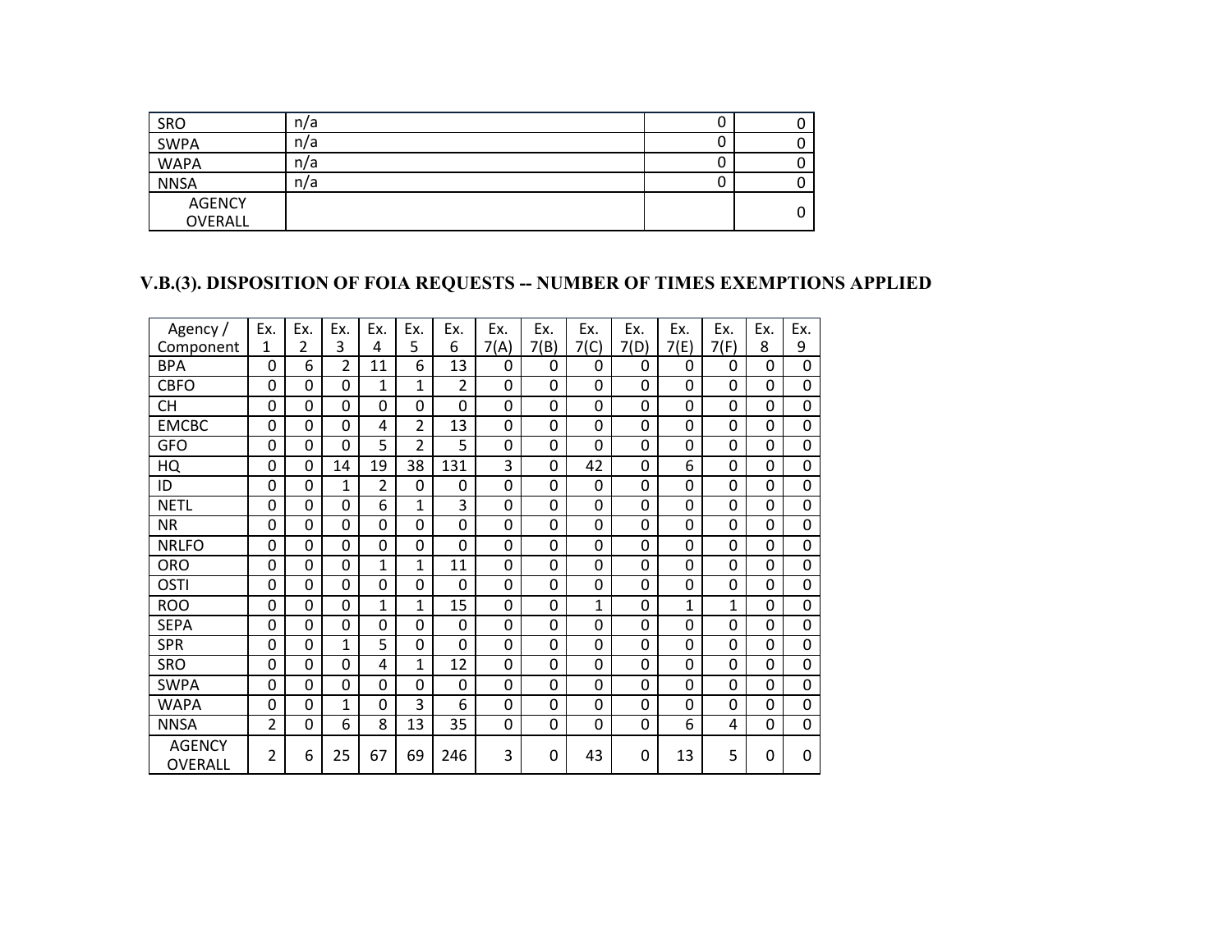| | | | |
|---|---|---|---|
| SRO | n/a | 0 | 0 |
| SWPA | n/a | 0 | 0 |
| WAPA | n/a | 0 | 0 |
| NNSA | n/a | 0 | 0 |
| AGENCY OVERALL | | | 0 |

### V.B.(3). DISPOSITION OF FOIA REQUESTS -- NUMBER OF TIMES EXEMPTIONS APPLIED

| Agency / Component | Ex. 1 | Ex. 2 | Ex. 3 | Ex. 4 | Ex. 5 | Ex. 6 | Ex. 7(A) | Ex. 7(B) | Ex. 7(C) | Ex. 7(D) | Ex. 7(E) | Ex. 7(F) | Ex. 8 | Ex. 9 |
|---|---|---|---|---|---|---|---|---|---|---|---|---|---|---|
| BPA | 0 | 6 | 2 | 11 | 6 | 13 | 0 | 0 | 0 | 0 | 0 | 0 | 0 | 0 |
| CBFO | 0 | 0 | 0 | 1 | 1 | 2 | 0 | 0 | 0 | 0 | 0 | 0 | 0 | 0 |
| CH | 0 | 0 | 0 | 0 | 0 | 0 | 0 | 0 | 0 | 0 | 0 | 0 | 0 | 0 |
| EMCBC | 0 | 0 | 0 | 4 | 2 | 13 | 0 | 0 | 0 | 0 | 0 | 0 | 0 | 0 |
| GFO | 0 | 0 | 0 | 5 | 2 | 5 | 0 | 0 | 0 | 0 | 0 | 0 | 0 | 0 |
| HQ | 0 | 0 | 14 | 19 | 38 | 131 | 3 | 0 | 42 | 0 | 6 | 0 | 0 | 0 |
| ID | 0 | 0 | 1 | 2 | 0 | 0 | 0 | 0 | 0 | 0 | 0 | 0 | 0 | 0 |
| NETL | 0 | 0 | 0 | 6 | 1 | 3 | 0 | 0 | 0 | 0 | 0 | 0 | 0 | 0 |
| NR | 0 | 0 | 0 | 0 | 0 | 0 | 0 | 0 | 0 | 0 | 0 | 0 | 0 | 0 |
| NRLFO | 0 | 0 | 0 | 0 | 0 | 0 | 0 | 0 | 0 | 0 | 0 | 0 | 0 | 0 |
| ORO | 0 | 0 | 0 | 1 | 1 | 11 | 0 | 0 | 0 | 0 | 0 | 0 | 0 | 0 |
| OSTI | 0 | 0 | 0 | 0 | 0 | 0 | 0 | 0 | 0 | 0 | 0 | 0 | 0 | 0 |
| ROO | 0 | 0 | 0 | 1 | 1 | 15 | 0 | 0 | 1 | 0 | 1 | 1 | 0 | 0 |
| SEPA | 0 | 0 | 0 | 0 | 0 | 0 | 0 | 0 | 0 | 0 | 0 | 0 | 0 | 0 |
| SPR | 0 | 0 | 1 | 5 | 0 | 0 | 0 | 0 | 0 | 0 | 0 | 0 | 0 | 0 |
| SRO | 0 | 0 | 0 | 4 | 1 | 12 | 0 | 0 | 0 | 0 | 0 | 0 | 0 | 0 |
| SWPA | 0 | 0 | 0 | 0 | 0 | 0 | 0 | 0 | 0 | 0 | 0 | 0 | 0 | 0 |
| WAPA | 0 | 0 | 1 | 0 | 3 | 6 | 0 | 0 | 0 | 0 | 0 | 0 | 0 | 0 |
| NNSA | 2 | 0 | 6 | 8 | 13 | 35 | 0 | 0 | 0 | 0 | 6 | 4 | 0 | 0 |
| AGENCY OVERALL | 2 | 6 | 25 | 67 | 69 | 246 | 3 | 0 | 43 | 0 | 13 | 5 | 0 | 0 |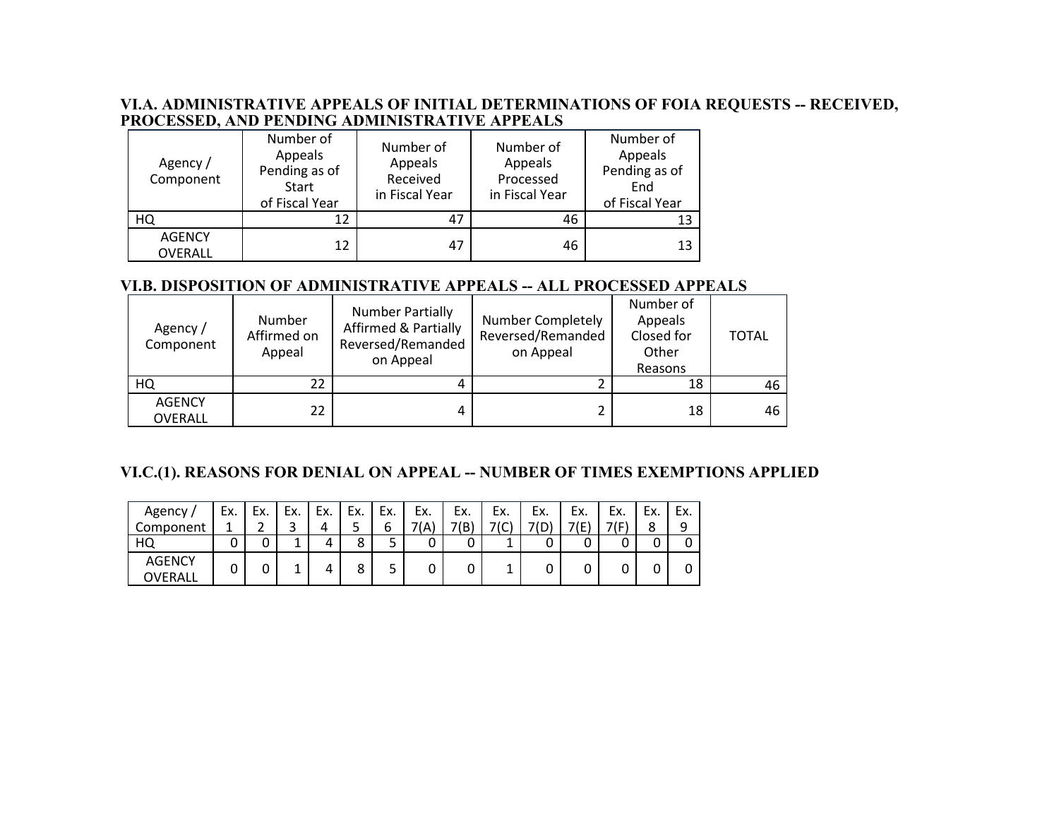### VI.A. ADMINISTRATIVE APPEALS OF INITIAL DETERMINATIONS OF FOIA REQUESTS -- RECEIVED, PROCESSED, AND PENDING ADMINISTRATIVE APPEALS

| Agency / Component | Number of Appeals Pending as of Start of Fiscal Year | Number of Appeals Received in Fiscal Year | Number of Appeals Processed in Fiscal Year | Number of Appeals Pending as of End of Fiscal Year |
|---|---|---|---|---|
| HQ | 12 | 47 | 46 | 13 |
| AGENCY OVERALL | 12 | 47 | 46 | 13 |

### VI.B. DISPOSITION OF ADMINISTRATIVE APPEALS -- ALL PROCESSED APPEALS

| Agency / Component | Number Affirmed on Appeal | Number Partially Affirmed & Partially Reversed/Remanded on Appeal | Number Completely Reversed/Remanded on Appeal | Number of Appeals Closed for Other Reasons | TOTAL |
|---|---|---|---|---|---|
| HQ | 22 | 4 | 2 | 18 | 46 |
| AGENCY OVERALL | 22 | 4 | 2 | 18 | 46 |

### VI.C.(1). REASONS FOR DENIAL ON APPEAL -- NUMBER OF TIMES EXEMPTIONS APPLIED

| Agency / Component | Ex. 1 | Ex. 2 | Ex. 3 | Ex. 4 | Ex. 5 | Ex. 6 | Ex. 7(A) | Ex. 7(B) | Ex. 7(C) | Ex. 7(D) | Ex. 7(E) | Ex. 7(F) | Ex. 8 | Ex. 9 |
|---|---|---|---|---|---|---|---|---|---|---|---|---|---|---|
| HQ | 0 | 0 | 1 | 4 | 8 | 5 | 0 | 0 | 1 | 0 | 0 | 0 | 0 | 0 |
| AGENCY OVERALL | 0 | 0 | 1 | 4 | 8 | 5 | 0 | 0 | 1 | 0 | 0 | 0 | 0 | 0 |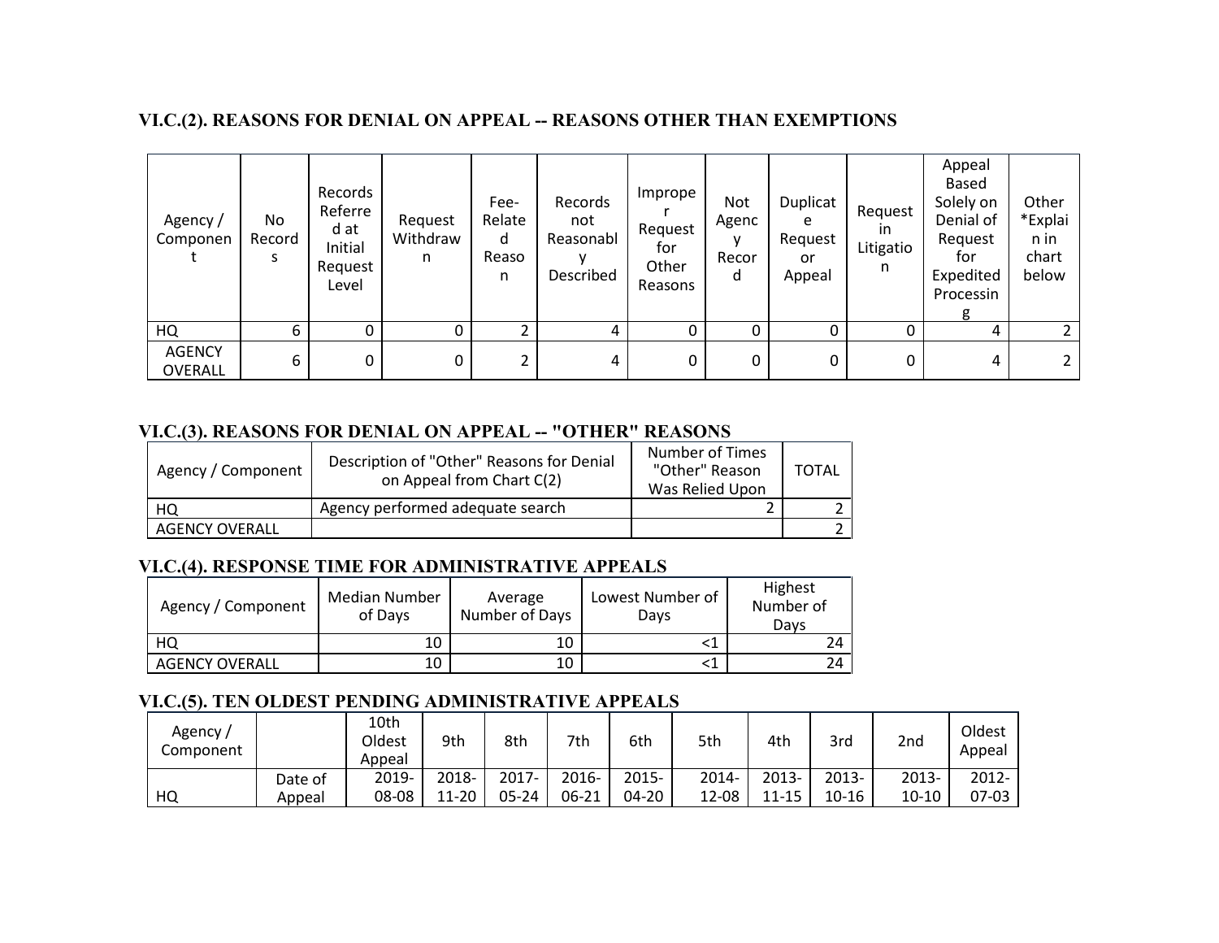### VI.C.(2). REASONS FOR DENIAL ON APPEAL -- REASONS OTHER THAN EXEMPTIONS

| Agency / Component | No Records | Records Referred at Initial Request Level | Request Withdrawn | Fee-Related Reason | Records not Reasonably Described | Improper Request for Other Reasons | Not Agency Record | Duplicate Request or Appeal | Request in Litigation | Appeal Based Solely on Denial of Request for Expedited Processing | Other *Explain in chart below |
|---|---|---|---|---|---|---|---|---|---|---|---|
| HQ | 6 | 0 | 0 | 2 | 4 | 0 | 0 | 0 | 0 | 4 | 2 |
| AGENCY OVERALL | 6 | 0 | 0 | 2 | 4 | 0 | 0 | 0 | 0 | 4 | 2 |

### VI.C.(3). REASONS FOR DENIAL ON APPEAL -- "OTHER" REASONS

| Agency / Component | Description of "Other" Reasons for Denial on Appeal from Chart C(2) | Number of Times "Other" Reason Was Relied Upon | TOTAL |
|---|---|---|---|
| HQ | Agency performed adequate search | 2 | 2 |
| AGENCY OVERALL | | | 2 |

### VI.C.(4). RESPONSE TIME FOR ADMINISTRATIVE APPEALS

| Agency / Component | Median Number of Days | Average Number of Days | Lowest Number of Days | Highest Number of Days |
|---|---|---|---|---|
| HQ | 10 | 10 | <1 | 24 |
| AGENCY OVERALL | 10 | 10 | <1 | 24 |

### VI.C.(5). TEN OLDEST PENDING ADMINISTRATIVE APPEALS

| Agency / Component | | 10th Oldest Appeal | 9th | 8th | 7th | 6th | 5th | 4th | 3rd | 2nd | Oldest Appeal |
|---|---|---|---|---|---|---|---|---|---|---|---|
| HQ | Date of Appeal | 2019-08-08 | 2018-11-20 | 2017-05-24 | 2016-06-21 | 2015-04-20 | 2014-12-08 | 2013-11-15 | 2013-10-16 | 2013-10-10 | 2012-07-03 |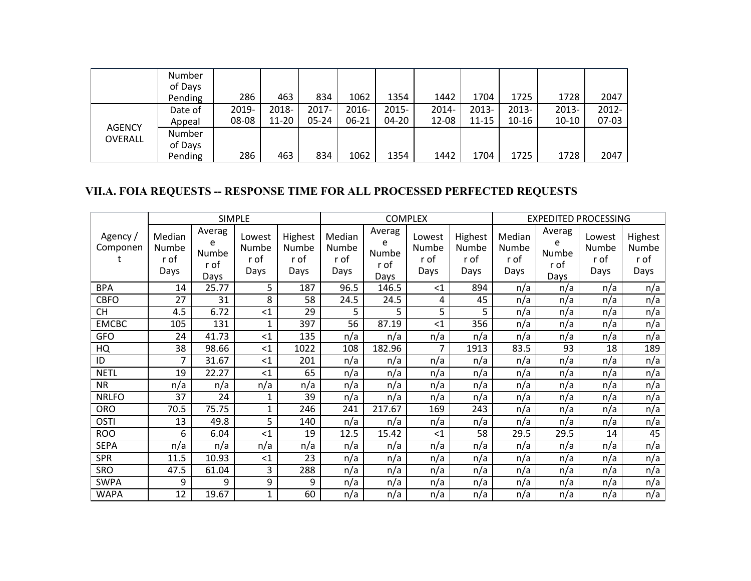| | | | | | | | | | | | |
|---|---|---|---|---|---|---|---|---|---|---|---|
| | Number of Days Pending | 286 | 463 | 834 | 1062 | 1354 | 1442 | 1704 | 1725 | 1728 | 2047 |
| AGENCY OVERALL | Date of Appeal | 2019-08-08 | 2018-11-20 | 2017-05-24 | 2016-06-21 | 2015-04-20 | 2014-12-08 | 2013-11-15 | 2013-10-16 | 2013-10-10 | 2012-07-03 |
| | Number of Days Pending | 286 | 463 | 834 | 1062 | 1354 | 1442 | 1704 | 1725 | 1728 | 2047 |

## VII.A. FOIA REQUESTS -- RESPONSE TIME FOR ALL PROCESSED PERFECTED REQUESTS

| Agency / Component | SIMPLE | | | | COMPLEX | | | | EXPEDITED PROCESSING | | | |
|---|---|---|---|---|---|---|---|---|---|---|---|---|
| | Median Number of Days | Average Number of Days | Lowest Number of Days | Highest Number of Days | Median Number of Days | Average Number of Days | Lowest Number of Days | Highest Number of Days | Median Number of Days | Average Number of Days | Lowest Number of Days | Highest Number of Days |
| BPA | 14 | 25.77 | 5 | 187 | 96.5 | 146.5 | <1 | 894 | n/a | n/a | n/a | n/a |
| CBFO | 27 | 31 | 8 | 58 | 24.5 | 24.5 | 4 | 45 | n/a | n/a | n/a | n/a |
| CH | 4.5 | 6.72 | <1 | 29 | 5 | 5 | 5 | 5 | n/a | n/a | n/a | n/a |
| EMCBC | 105 | 131 | 1 | 397 | 56 | 87.19 | <1 | 356 | n/a | n/a | n/a | n/a |
| GFO | 24 | 41.73 | <1 | 135 | n/a | n/a | n/a | n/a | n/a | n/a | n/a | n/a |
| HQ | 38 | 98.66 | <1 | 1022 | 108 | 182.96 | 7 | 1913 | 83.5 | 93 | 18 | 189 |
| ID | 7 | 31.67 | <1 | 201 | n/a | n/a | n/a | n/a | n/a | n/a | n/a | n/a |
| NETL | 19 | 22.27 | <1 | 65 | n/a | n/a | n/a | n/a | n/a | n/a | n/a | n/a |
| NR | n/a | n/a | n/a | n/a | n/a | n/a | n/a | n/a | n/a | n/a | n/a | n/a |
| NRLFO | 37 | 24 | 1 | 39 | n/a | n/a | n/a | n/a | n/a | n/a | n/a | n/a |
| ORO | 70.5 | 75.75 | 1 | 246 | 241 | 217.67 | 169 | 243 | n/a | n/a | n/a | n/a |
| OSTI | 13 | 49.8 | 5 | 140 | n/a | n/a | n/a | n/a | n/a | n/a | n/a | n/a |
| ROO | 6 | 6.04 | <1 | 19 | 12.5 | 15.42 | <1 | 58 | 29.5 | 29.5 | 14 | 45 |
| SEPA | n/a | n/a | n/a | n/a | n/a | n/a | n/a | n/a | n/a | n/a | n/a | n/a |
| SPR | 11.5 | 10.93 | <1 | 23 | n/a | n/a | n/a | n/a | n/a | n/a | n/a | n/a |
| SRO | 47.5 | 61.04 | 3 | 288 | n/a | n/a | n/a | n/a | n/a | n/a | n/a | n/a |
| SWPA | 9 | 9 | 9 | 9 | n/a | n/a | n/a | n/a | n/a | n/a | n/a | n/a |
| WAPA | 12 | 19.67 | 1 | 60 | n/a | n/a | n/a | n/a | n/a | n/a | n/a | n/a |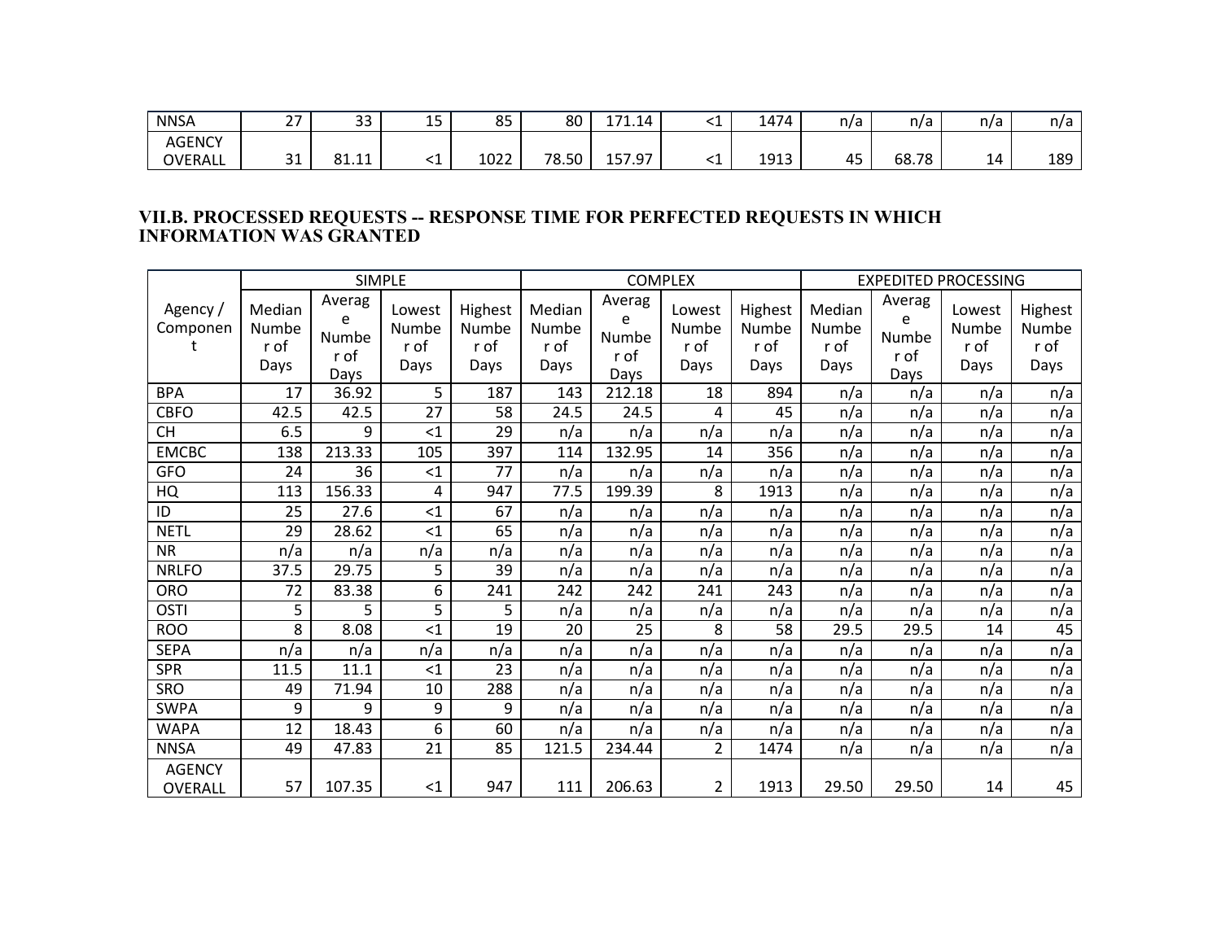| NNSA | 27 | 33 | 15 | 85 | 80 | 171.14 | <1 | 1474 | n/a | n/a | n/a | n/a |
|---|---|---|---|---|---|---|---|---|---|---|---|---|
| AGENCY OVERALL | 31 | 81.11 | <1 | 1022 | 78.50 | 157.97 | <1 | 1913 | 45 | 68.78 | 14 | 189 |

## VII.B. PROCESSED REQUESTS -- RESPONSE TIME FOR PERFECTED REQUESTS IN WHICH INFORMATION WAS GRANTED

| Agency / Component | SIMPLE | | | | COMPLEX | | | | EXPEDITED PROCESSING | | | |
|---|---|---|---|---|---|---|---|---|---|---|---|---|
| | Median Number of Days | Average Number of Days | Lowest Number of Days | Highest Number of Days | Median Number of Days | Average Number of Days | Lowest Number of Days | Highest Number of Days | Median Number of Days | Average Number of Days | Lowest Number of Days | Highest Number of Days |
| BPA | 17 | 36.92 | 5 | 187 | 143 | 212.18 | 18 | 894 | n/a | n/a | n/a | n/a |
| CBFO | 42.5 | 42.5 | 27 | 58 | 24.5 | 24.5 | 4 | 45 | n/a | n/a | n/a | n/a |
| CH | 6.5 | 9 | <1 | 29 | n/a | n/a | n/a | n/a | n/a | n/a | n/a | n/a |
| EMCBC | 138 | 213.33 | 105 | 397 | 114 | 132.95 | 14 | 356 | n/a | n/a | n/a | n/a |
| GFO | 24 | 36 | <1 | 77 | n/a | n/a | n/a | n/a | n/a | n/a | n/a | n/a |
| HQ | 113 | 156.33 | 4 | 947 | 77.5 | 199.39 | 8 | 1913 | n/a | n/a | n/a | n/a |
| ID | 25 | 27.6 | <1 | 67 | n/a | n/a | n/a | n/a | n/a | n/a | n/a | n/a |
| NETL | 29 | 28.62 | <1 | 65 | n/a | n/a | n/a | n/a | n/a | n/a | n/a | n/a |
| NR | n/a | n/a | n/a | n/a | n/a | n/a | n/a | n/a | n/a | n/a | n/a | n/a |
| NRLFO | 37.5 | 29.75 | 5 | 39 | n/a | n/a | n/a | n/a | n/a | n/a | n/a | n/a |
| ORO | 72 | 83.38 | 6 | 241 | 242 | 242 | 241 | 243 | n/a | n/a | n/a | n/a |
| OSTI | 5 | 5 | 5 | 5 | n/a | n/a | n/a | n/a | n/a | n/a | n/a | n/a |
| ROO | 8 | 8.08 | <1 | 19 | 20 | 25 | 8 | 58 | 29.5 | 29.5 | 14 | 45 |
| SEPA | n/a | n/a | n/a | n/a | n/a | n/a | n/a | n/a | n/a | n/a | n/a | n/a |
| SPR | 11.5 | 11.1 | <1 | 23 | n/a | n/a | n/a | n/a | n/a | n/a | n/a | n/a |
| SRO | 49 | 71.94 | 10 | 288 | n/a | n/a | n/a | n/a | n/a | n/a | n/a | n/a |
| SWPA | 9 | 9 | 9 | 9 | n/a | n/a | n/a | n/a | n/a | n/a | n/a | n/a |
| WAPA | 12 | 18.43 | 6 | 60 | n/a | n/a | n/a | n/a | n/a | n/a | n/a | n/a |
| NNSA | 49 | 47.83 | 21 | 85 | 121.5 | 234.44 | 2 | 1474 | n/a | n/a | n/a | n/a |
| AGENCY OVERALL | 57 | 107.35 | <1 | 947 | 111 | 206.63 | 2 | 1913 | 29.50 | 29.50 | 14 | 45 |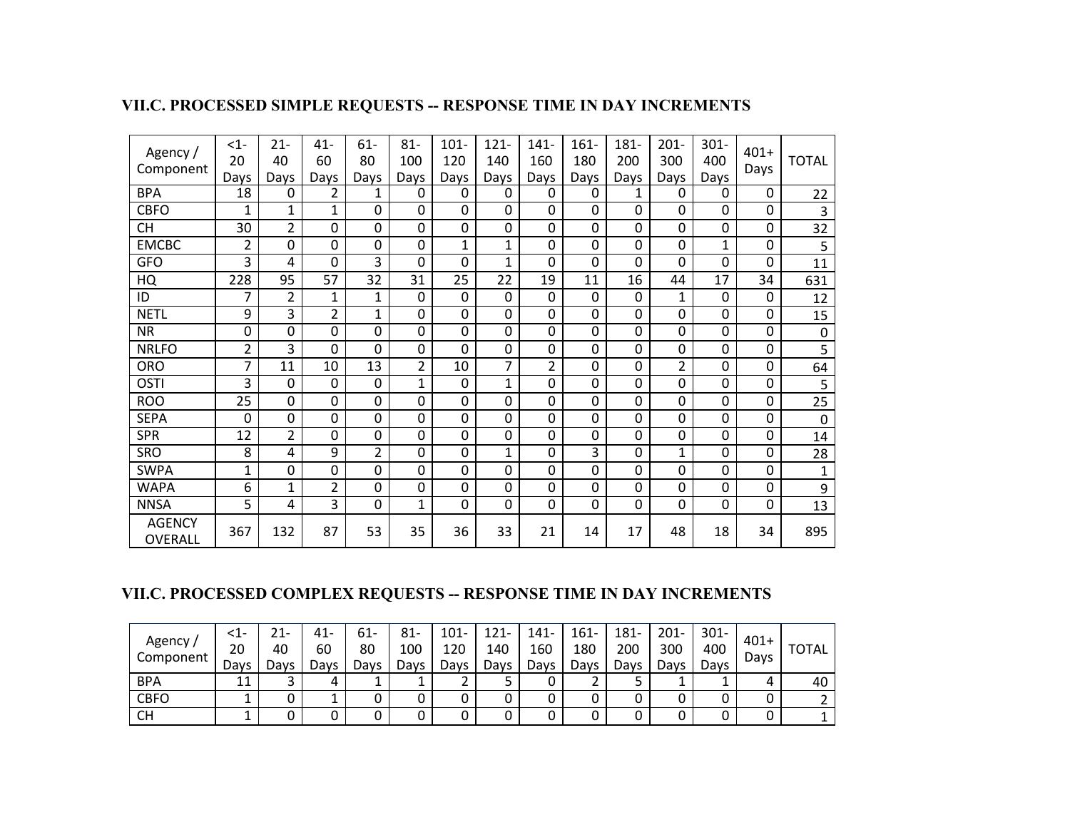### VII.C. PROCESSED SIMPLE REQUESTS -- RESPONSE TIME IN DAY INCREMENTS

| Agency / Component | <1-20 Days | 21-40 Days | 41-60 Days | 61-80 Days | 81-100 Days | 101-120 Days | 121-140 Days | 141-160 Days | 161-180 Days | 181-200 Days | 201-300 Days | 301-400 Days | 401+ Days | TOTAL |
|---|---|---|---|---|---|---|---|---|---|---|---|---|---|---|
| BPA | 18 | 0 | 2 | 1 | 0 | 0 | 0 | 0 | 0 | 1 | 0 | 0 | 0 | 22 |
| CBFO | 1 | 1 | 1 | 0 | 0 | 0 | 0 | 0 | 0 | 0 | 0 | 0 | 0 | 3 |
| CH | 30 | 2 | 0 | 0 | 0 | 0 | 0 | 0 | 0 | 0 | 0 | 0 | 0 | 32 |
| EMCBC | 2 | 0 | 0 | 0 | 0 | 1 | 1 | 0 | 0 | 0 | 0 | 1 | 0 | 5 |
| GFO | 3 | 4 | 0 | 3 | 0 | 0 | 1 | 0 | 0 | 0 | 0 | 0 | 0 | 11 |
| HQ | 228 | 95 | 57 | 32 | 31 | 25 | 22 | 19 | 11 | 16 | 44 | 17 | 34 | 631 |
| ID | 7 | 2 | 1 | 1 | 0 | 0 | 0 | 0 | 0 | 0 | 1 | 0 | 0 | 12 |
| NETL | 9 | 3 | 2 | 1 | 0 | 0 | 0 | 0 | 0 | 0 | 0 | 0 | 0 | 15 |
| NR | 0 | 0 | 0 | 0 | 0 | 0 | 0 | 0 | 0 | 0 | 0 | 0 | 0 | 0 |
| NRLFO | 2 | 3 | 0 | 0 | 0 | 0 | 0 | 0 | 0 | 0 | 0 | 0 | 0 | 5 |
| ORO | 7 | 11 | 10 | 13 | 2 | 10 | 7 | 2 | 0 | 0 | 2 | 0 | 0 | 64 |
| OSTI | 3 | 0 | 0 | 0 | 1 | 0 | 1 | 0 | 0 | 0 | 0 | 0 | 0 | 5 |
| ROO | 25 | 0 | 0 | 0 | 0 | 0 | 0 | 0 | 0 | 0 | 0 | 0 | 0 | 25 |
| SEPA | 0 | 0 | 0 | 0 | 0 | 0 | 0 | 0 | 0 | 0 | 0 | 0 | 0 | 0 |
| SPR | 12 | 2 | 0 | 0 | 0 | 0 | 0 | 0 | 0 | 0 | 0 | 0 | 0 | 14 |
| SRO | 8 | 4 | 9 | 2 | 0 | 0 | 1 | 0 | 3 | 0 | 1 | 0 | 0 | 28 |
| SWPA | 1 | 0 | 0 | 0 | 0 | 0 | 0 | 0 | 0 | 0 | 0 | 0 | 0 | 1 |
| WAPA | 6 | 1 | 2 | 0 | 0 | 0 | 0 | 0 | 0 | 0 | 0 | 0 | 0 | 9 |
| NNSA | 5 | 4 | 3 | 0 | 1 | 0 | 0 | 0 | 0 | 0 | 0 | 0 | 0 | 13 |
| AGENCY OVERALL | 367 | 132 | 87 | 53 | 35 | 36 | 33 | 21 | 14 | 17 | 48 | 18 | 34 | 895 |

### VII.C. PROCESSED COMPLEX REQUESTS -- RESPONSE TIME IN DAY INCREMENTS

| Agency / Component | <1-20 Days | 21-40 Days | 41-60 Days | 61-80 Days | 81-100 Days | 101-120 Days | 121-140 Days | 141-160 Days | 161-180 Days | 181-200 Days | 201-300 Days | 301-400 Days | 401+ Days | TOTAL |
|---|---|---|---|---|---|---|---|---|---|---|---|---|---|---|
| BPA | 11 | 3 | 4 | 1 | 1 | 2 | 5 | 0 | 2 | 5 | 1 | 1 | 4 | 40 |
| CBFO | 1 | 0 | 1 | 0 | 0 | 0 | 0 | 0 | 0 | 0 | 0 | 0 | 0 | 2 |
| CH | 1 | 0 | 0 | 0 | 0 | 0 | 0 | 0 | 0 | 0 | 0 | 0 | 0 | 1 |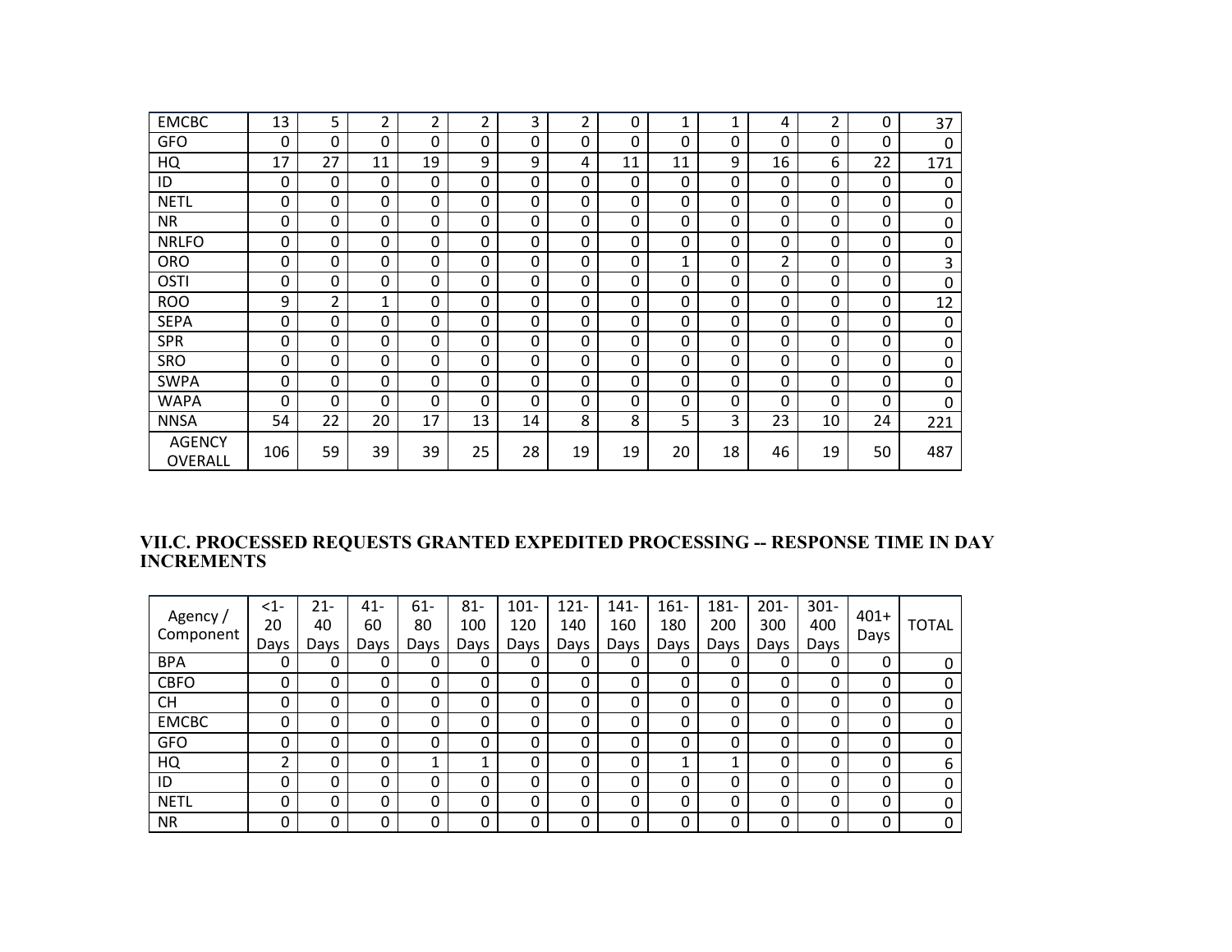| | | | | | | | | | | | | | | |
|---|---|---|---|---|---|---|---|---|---|---|---|---|---|---|
| EMCBC | 13 | 5 | 2 | 2 | 2 | 3 | 2 | 0 | 1 | 1 | 4 | 2 | 0 | 37 |
| GFO | 0 | 0 | 0 | 0 | 0 | 0 | 0 | 0 | 0 | 0 | 0 | 0 | 0 | 0 |
| HQ | 17 | 27 | 11 | 19 | 9 | 9 | 4 | 11 | 11 | 9 | 16 | 6 | 22 | 171 |
| ID | 0 | 0 | 0 | 0 | 0 | 0 | 0 | 0 | 0 | 0 | 0 | 0 | 0 | 0 |
| NETL | 0 | 0 | 0 | 0 | 0 | 0 | 0 | 0 | 0 | 0 | 0 | 0 | 0 | 0 |
| NR | 0 | 0 | 0 | 0 | 0 | 0 | 0 | 0 | 0 | 0 | 0 | 0 | 0 | 0 |
| NRLFO | 0 | 0 | 0 | 0 | 0 | 0 | 0 | 0 | 0 | 0 | 0 | 0 | 0 | 0 |
| ORO | 0 | 0 | 0 | 0 | 0 | 0 | 0 | 0 | 1 | 0 | 2 | 0 | 0 | 3 |
| OSTI | 0 | 0 | 0 | 0 | 0 | 0 | 0 | 0 | 0 | 0 | 0 | 0 | 0 | 0 |
| ROO | 9 | 2 | 1 | 0 | 0 | 0 | 0 | 0 | 0 | 0 | 0 | 0 | 0 | 12 |
| SEPA | 0 | 0 | 0 | 0 | 0 | 0 | 0 | 0 | 0 | 0 | 0 | 0 | 0 | 0 |
| SPR | 0 | 0 | 0 | 0 | 0 | 0 | 0 | 0 | 0 | 0 | 0 | 0 | 0 | 0 |
| SRO | 0 | 0 | 0 | 0 | 0 | 0 | 0 | 0 | 0 | 0 | 0 | 0 | 0 | 0 |
| SWPA | 0 | 0 | 0 | 0 | 0 | 0 | 0 | 0 | 0 | 0 | 0 | 0 | 0 | 0 |
| WAPA | 0 | 0 | 0 | 0 | 0 | 0 | 0 | 0 | 0 | 0 | 0 | 0 | 0 | 0 |
| NNSA | 54 | 22 | 20 | 17 | 13 | 14 | 8 | 8 | 5 | 3 | 23 | 10 | 24 | 221 |
| AGENCY OVERALL | 106 | 59 | 39 | 39 | 25 | 28 | 19 | 19 | 20 | 18 | 46 | 19 | 50 | 487 |

## VII.C. PROCESSED REQUESTS GRANTED EXPEDITED PROCESSING -- RESPONSE TIME IN DAY INCREMENTS

| Agency / Component | <1-20 Days | 21-40 Days | 41-60 Days | 61-80 Days | 81-100 Days | 101-120 Days | 121-140 Days | 141-160 Days | 161-180 Days | 181-200 Days | 201-300 Days | 301-400 Days | 401+ Days | TOTAL |
|---|---|---|---|---|---|---|---|---|---|---|---|---|---|---|
| BPA | 0 | 0 | 0 | 0 | 0 | 0 | 0 | 0 | 0 | 0 | 0 | 0 | 0 | 0 |
| CBFO | 0 | 0 | 0 | 0 | 0 | 0 | 0 | 0 | 0 | 0 | 0 | 0 | 0 | 0 |
| CH | 0 | 0 | 0 | 0 | 0 | 0 | 0 | 0 | 0 | 0 | 0 | 0 | 0 | 0 |
| EMCBC | 0 | 0 | 0 | 0 | 0 | 0 | 0 | 0 | 0 | 0 | 0 | 0 | 0 | 0 |
| GFO | 0 | 0 | 0 | 0 | 0 | 0 | 0 | 0 | 0 | 0 | 0 | 0 | 0 | 0 |
| HQ | 2 | 0 | 0 | 1 | 1 | 0 | 0 | 0 | 1 | 1 | 0 | 0 | 0 | 6 |
| ID | 0 | 0 | 0 | 0 | 0 | 0 | 0 | 0 | 0 | 0 | 0 | 0 | 0 | 0 |
| NETL | 0 | 0 | 0 | 0 | 0 | 0 | 0 | 0 | 0 | 0 | 0 | 0 | 0 | 0 |
| NR | 0 | 0 | 0 | 0 | 0 | 0 | 0 | 0 | 0 | 0 | 0 | 0 | 0 | 0 |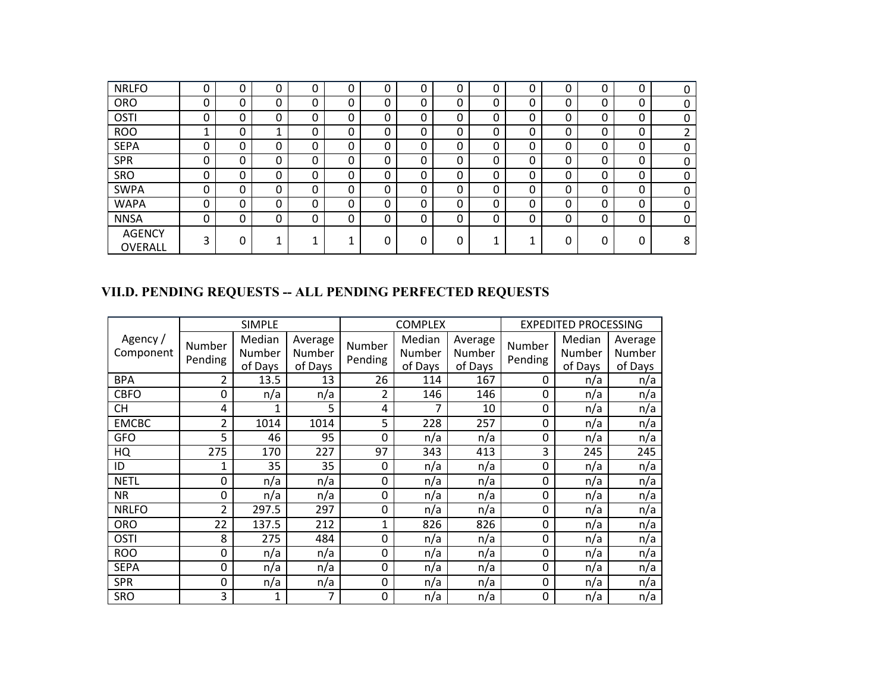| | | | | | | | | | | | | | |
|---|---|---|---|---|---|---|---|---|---|---|---|---|---|
| NRLFO | 0 | 0 | 0 | 0 | 0 | 0 | 0 | 0 | 0 | 0 | 0 | 0 | 0 | 0 |
| ORO | 0 | 0 | 0 | 0 | 0 | 0 | 0 | 0 | 0 | 0 | 0 | 0 | 0 | 0 |
| OSTI | 0 | 0 | 0 | 0 | 0 | 0 | 0 | 0 | 0 | 0 | 0 | 0 | 0 | 0 |
| ROO | 1 | 0 | 1 | 0 | 0 | 0 | 0 | 0 | 0 | 0 | 0 | 0 | 0 | 2 |
| SEPA | 0 | 0 | 0 | 0 | 0 | 0 | 0 | 0 | 0 | 0 | 0 | 0 | 0 | 0 |
| SPR | 0 | 0 | 0 | 0 | 0 | 0 | 0 | 0 | 0 | 0 | 0 | 0 | 0 | 0 |
| SRO | 0 | 0 | 0 | 0 | 0 | 0 | 0 | 0 | 0 | 0 | 0 | 0 | 0 | 0 |
| SWPA | 0 | 0 | 0 | 0 | 0 | 0 | 0 | 0 | 0 | 0 | 0 | 0 | 0 | 0 |
| WAPA | 0 | 0 | 0 | 0 | 0 | 0 | 0 | 0 | 0 | 0 | 0 | 0 | 0 | 0 |
| NNSA | 0 | 0 | 0 | 0 | 0 | 0 | 0 | 0 | 0 | 0 | 0 | 0 | 0 | 0 |
| AGENCY OVERALL | 3 | 0 | 1 | 1 | 1 | 0 | 0 | 0 | 1 | 1 | 0 | 0 | 0 | 8 |

## VII.D. PENDING REQUESTS -- ALL PENDING PERFECTED REQUESTS

| Agency / Component | SIMPLE | | | COMPLEX | | | EXPEDITED PROCESSING | | |
|---|---|---|---|---|---|---|---|---|---|
| | Number Pending | Median Number of Days | Average Number of Days | Number Pending | Median Number of Days | Average Number of Days | Number Pending | Median Number of Days | Average Number of Days |
| BPA | 2 | 13.5 | 13 | 26 | 114 | 167 | 0 | n/a | n/a |
| CBFO | 0 | n/a | n/a | 2 | 146 | 146 | 0 | n/a | n/a |
| CH | 4 | 1 | 5 | 4 | 7 | 10 | 0 | n/a | n/a |
| EMCBC | 2 | 1014 | 1014 | 5 | 228 | 257 | 0 | n/a | n/a |
| GFO | 5 | 46 | 95 | 0 | n/a | n/a | 0 | n/a | n/a |
| HQ | 275 | 170 | 227 | 97 | 343 | 413 | 3 | 245 | 245 |
| ID | 1 | 35 | 35 | 0 | n/a | n/a | 0 | n/a | n/a |
| NETL | 0 | n/a | n/a | 0 | n/a | n/a | 0 | n/a | n/a |
| NR | 0 | n/a | n/a | 0 | n/a | n/a | 0 | n/a | n/a |
| NRLFO | 2 | 297.5 | 297 | 0 | n/a | n/a | 0 | n/a | n/a |
| ORO | 22 | 137.5 | 212 | 1 | 826 | 826 | 0 | n/a | n/a |
| OSTI | 8 | 275 | 484 | 0 | n/a | n/a | 0 | n/a | n/a |
| ROO | 0 | n/a | n/a | 0 | n/a | n/a | 0 | n/a | n/a |
| SEPA | 0 | n/a | n/a | 0 | n/a | n/a | 0 | n/a | n/a |
| SPR | 0 | n/a | n/a | 0 | n/a | n/a | 0 | n/a | n/a |
| SRO | 3 | 1 | 7 | 0 | n/a | n/a | 0 | n/a | n/a |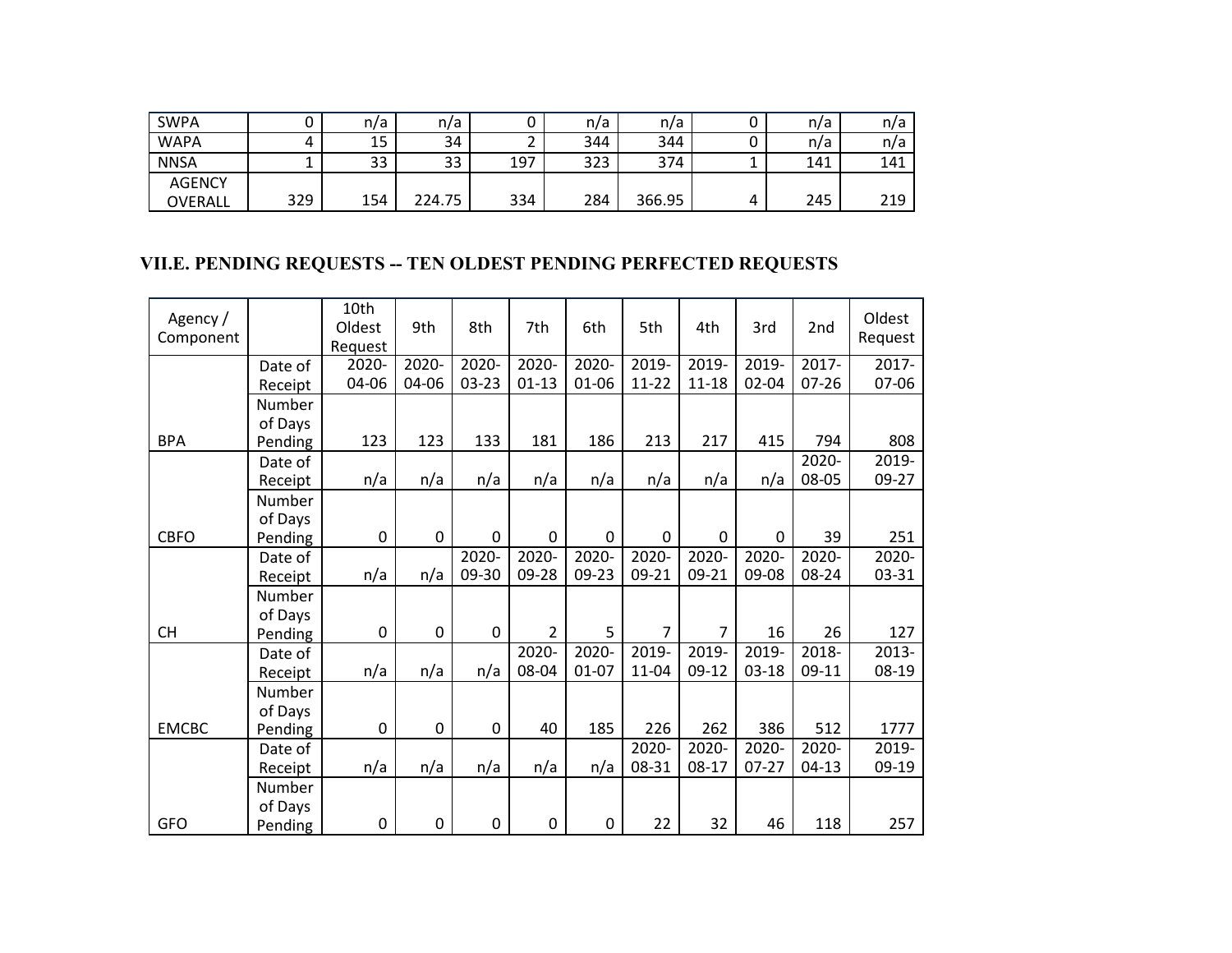| SWPA | 0 | n/a | n/a | 0 | n/a | n/a | 0 | n/a | n/a |
|---|---|---|---|---|---|---|---|---|---|
| WAPA | 4 | 15 | 34 | 2 | 344 | 344 | 0 | n/a | n/a |
| NNSA | 1 | 33 | 33 | 197 | 323 | 374 | 1 | 141 | 141 |
| AGENCY OVERALL | 329 | 154 | 224.75 | 334 | 284 | 366.95 | 4 | 245 | 219 |

## VII.E. PENDING REQUESTS -- TEN OLDEST PENDING PERFECTED REQUESTS

| Agency / Component | | 10th Oldest Request | 9th | 8th | 7th | 6th | 5th | 4th | 3rd | 2nd | Oldest Request |
|---|---|---|---|---|---|---|---|---|---|---|---|
| BPA | Date of Receipt | 2020-04-06 | 2020-04-06 | 2020-03-23 | 2020-01-13 | 2020-01-06 | 2019-11-22 | 2019-11-18 | 2019-02-04 | 2017-07-26 | 2017-07-06 |
| | Number of Days Pending | 123 | 123 | 133 | 181 | 186 | 213 | 217 | 415 | 794 | 808 |
| CBFO | Date of Receipt | n/a | n/a | n/a | n/a | n/a | n/a | n/a | n/a | 2020-08-05 | 2019-09-27 |
| | Number of Days Pending | 0 | 0 | 0 | 0 | 0 | 0 | 0 | 0 | 39 | 251 |
| CH | Date of Receipt | n/a | n/a | 2020-09-30 | 2020-09-28 | 2020-09-23 | 2020-09-21 | 2020-09-21 | 2020-09-08 | 2020-08-24 | 2020-03-31 |
| | Number of Days Pending | 0 | 0 | 0 | 2 | 5 | 7 | 7 | 16 | 26 | 127 |
| EMCBC | Date of Receipt | n/a | n/a | n/a | 2020-08-04 | 2020-01-07 | 2019-11-04 | 2019-09-12 | 2019-03-18 | 2018-09-11 | 2013-08-19 |
| | Number of Days Pending | 0 | 0 | 0 | 40 | 185 | 226 | 262 | 386 | 512 | 1777 |
| GFO | Date of Receipt | n/a | n/a | n/a | n/a | n/a | 2020-08-31 | 2020-08-17 | 2020-07-27 | 2020-04-13 | 2019-09-19 |
| | Number of Days Pending | 0 | 0 | 0 | 0 | 0 | 22 | 32 | 46 | 118 | 257 |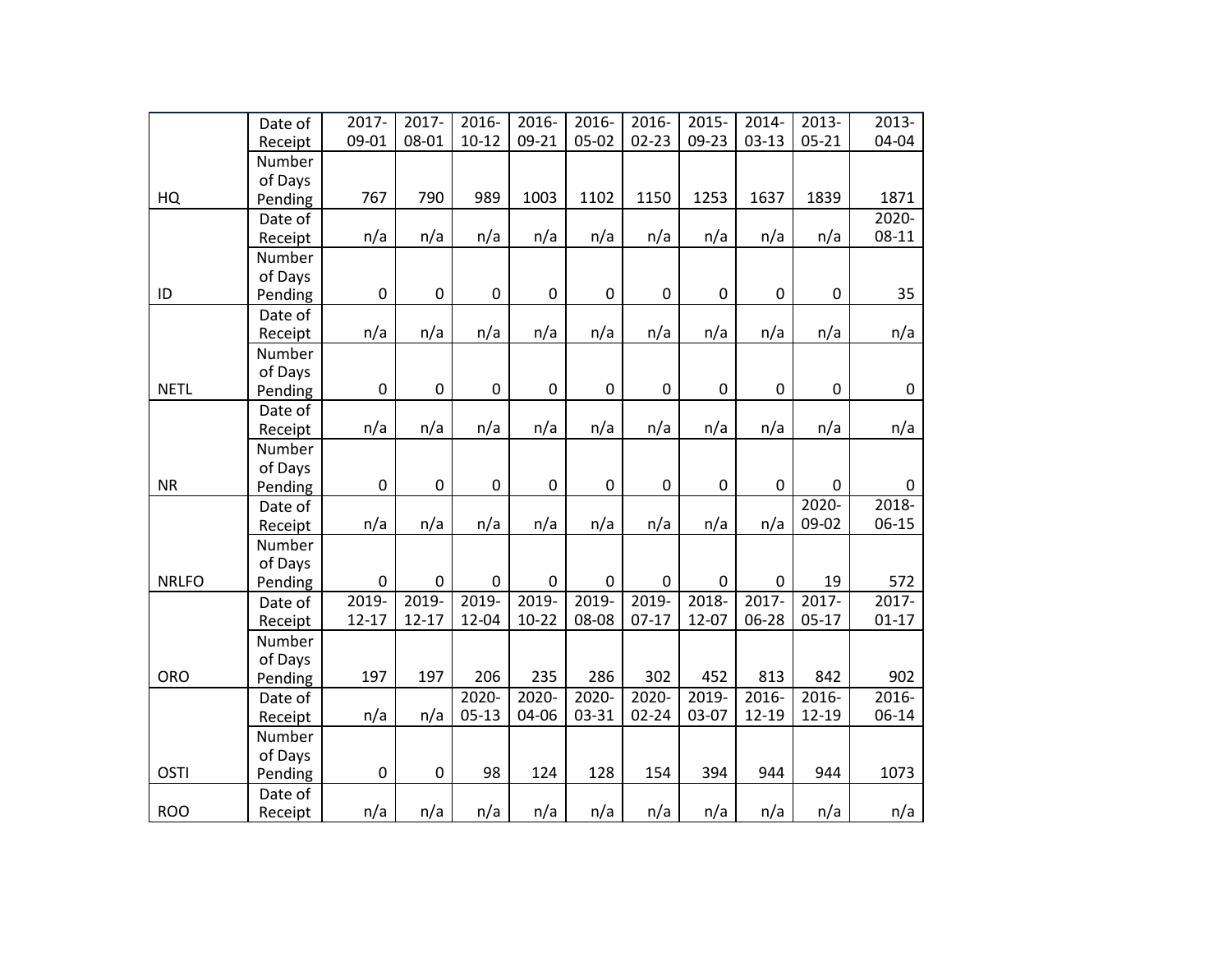| | | | | | | | | | | | |
|---|---|---|---|---|---|---|---|---|---|---|---|
| HQ | Date of Receipt | 2017-09-01 | 2017-08-01 | 2016-10-12 | 2016-09-21 | 2016-05-02 | 2016-02-23 | 2015-09-23 | 2014-03-13 | 2013-05-21 | 2013-04-04 |
| | Number of Days Pending | 767 | 790 | 989 | 1003 | 1102 | 1150 | 1253 | 1637 | 1839 | 1871 |
| ID | Date of Receipt | n/a | n/a | n/a | n/a | n/a | n/a | n/a | n/a | n/a | 2020-08-11 |
| | Number of Days Pending | 0 | 0 | 0 | 0 | 0 | 0 | 0 | 0 | 0 | 35 |
| NETL | Date of Receipt | n/a | n/a | n/a | n/a | n/a | n/a | n/a | n/a | n/a | n/a |
| | Number of Days Pending | 0 | 0 | 0 | 0 | 0 | 0 | 0 | 0 | 0 | 0 |
| NR | Date of Receipt | n/a | n/a | n/a | n/a | n/a | n/a | n/a | n/a | n/a | n/a |
| | Number of Days Pending | 0 | 0 | 0 | 0 | 0 | 0 | 0 | 0 | 0 | 0 |
| NRLFO | Date of Receipt | n/a | n/a | n/a | n/a | n/a | n/a | n/a | n/a | 2020-09-02 | 2018-06-15 |
| | Number of Days Pending | 0 | 0 | 0 | 0 | 0 | 0 | 0 | 0 | 19 | 572 |
| ORO | Date of Receipt | 2019-12-17 | 2019-12-17 | 2019-12-04 | 2019-10-22 | 2019-08-08 | 2019-07-17 | 2018-12-07 | 2017-06-28 | 2017-05-17 | 2017-01-17 |
| | Number of Days Pending | 197 | 197 | 206 | 235 | 286 | 302 | 452 | 813 | 842 | 902 |
| OSTI | Date of Receipt | n/a | n/a | 2020-05-13 | 2020-04-06 | 2020-03-31 | 2020-02-24 | 2019-03-07 | 2016-12-19 | 2016-12-19 | 2016-06-14 |
| | Number of Days Pending | 0 | 0 | 98 | 124 | 128 | 154 | 394 | 944 | 944 | 1073 |
| ROO | Date of Receipt | n/a | n/a | n/a | n/a | n/a | n/a | n/a | n/a | n/a | n/a |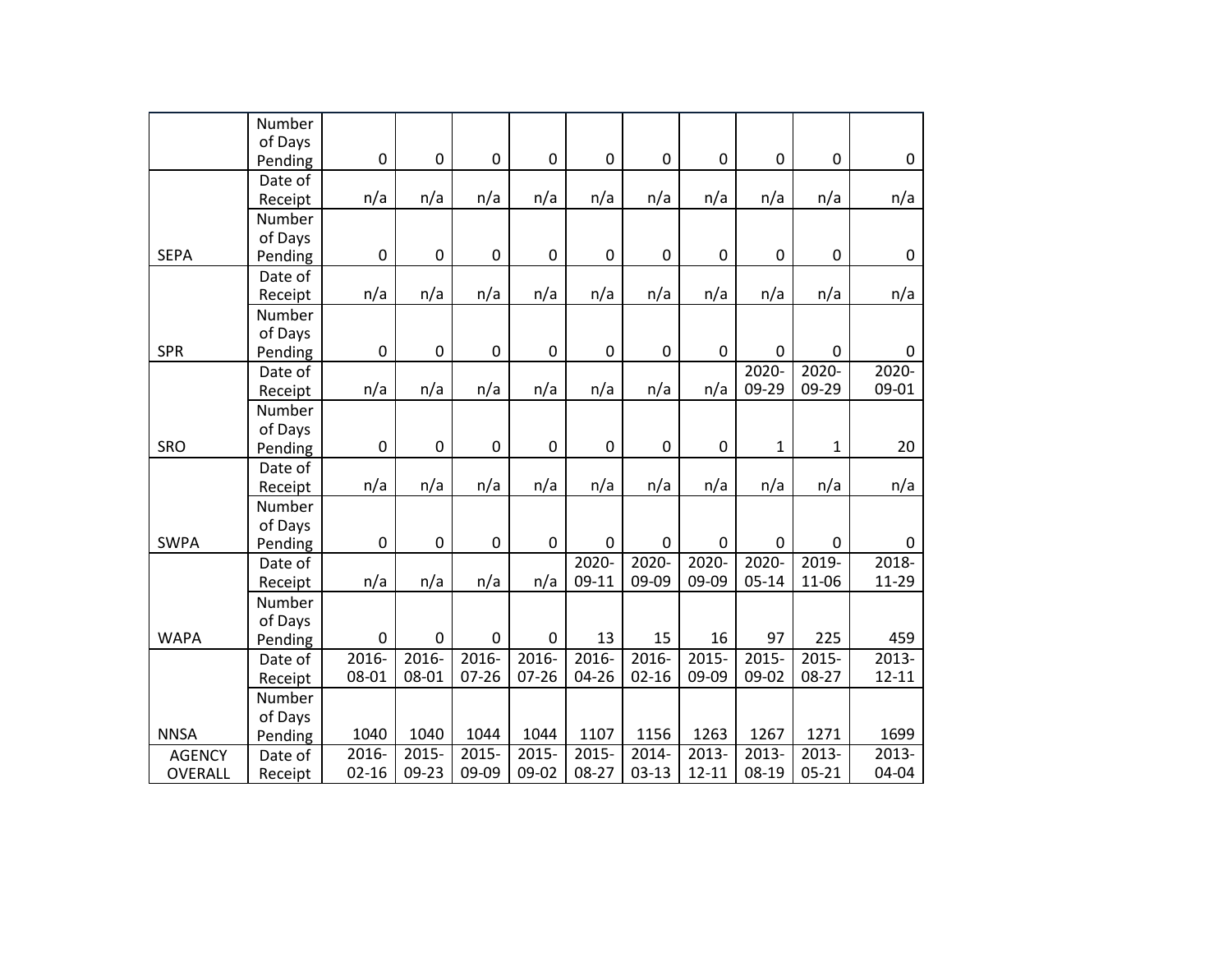| | | | | | | | | | | | |
|---|---|---|---|---|---|---|---|---|---|---|---|
| | Number of Days Pending | 0 | 0 | 0 | 0 | 0 | 0 | 0 | 0 | 0 | 0 |
| | Date of Receipt | n/a | n/a | n/a | n/a | n/a | n/a | n/a | n/a | n/a | n/a |
| SEPA | Number of Days Pending | 0 | 0 | 0 | 0 | 0 | 0 | 0 | 0 | 0 | 0 |
| | Date of Receipt | n/a | n/a | n/a | n/a | n/a | n/a | n/a | n/a | n/a | n/a |
| SPR | Number of Days Pending | 0 | 0 | 0 | 0 | 0 | 0 | 0 | 0 | 0 | 0 |
| | Date of Receipt | n/a | n/a | n/a | n/a | n/a | n/a | n/a | 2020-09-29 | 2020-09-29 | 2020-09-01 |
| SRO | Number of Days Pending | 0 | 0 | 0 | 0 | 0 | 0 | 0 | 1 | 1 | 20 |
| | Date of Receipt | n/a | n/a | n/a | n/a | n/a | n/a | n/a | n/a | n/a | n/a |
| SWPA | Number of Days Pending | 0 | 0 | 0 | 0 | 0 | 0 | 0 | 0 | 0 | 0 |
| | Date of Receipt | n/a | n/a | n/a | n/a | 2020-09-11 | 2020-09-09 | 2020-09-09 | 2020-05-14 | 2019-11-06 | 2018-11-29 |
| WAPA | Number of Days Pending | 0 | 0 | 0 | 0 | 13 | 15 | 16 | 97 | 225 | 459 |
| | Date of Receipt | 2016-08-01 | 2016-08-01 | 2016-07-26 | 2016-07-26 | 2016-04-26 | 2016-02-16 | 2015-09-09 | 2015-09-02 | 2015-08-27 | 2013-12-11 |
| NNSA | Number of Days Pending | 1040 | 1040 | 1044 | 1044 | 1107 | 1156 | 1263 | 1267 | 1271 | 1699 |
| AGENCY OVERALL | Date of Receipt | 2016-02-16 | 2015-09-23 | 2015-09-09 | 2015-09-02 | 2015-08-27 | 2014-03-13 | 2013-12-11 | 2013-08-19 | 2013-05-21 | 2013-04-04 |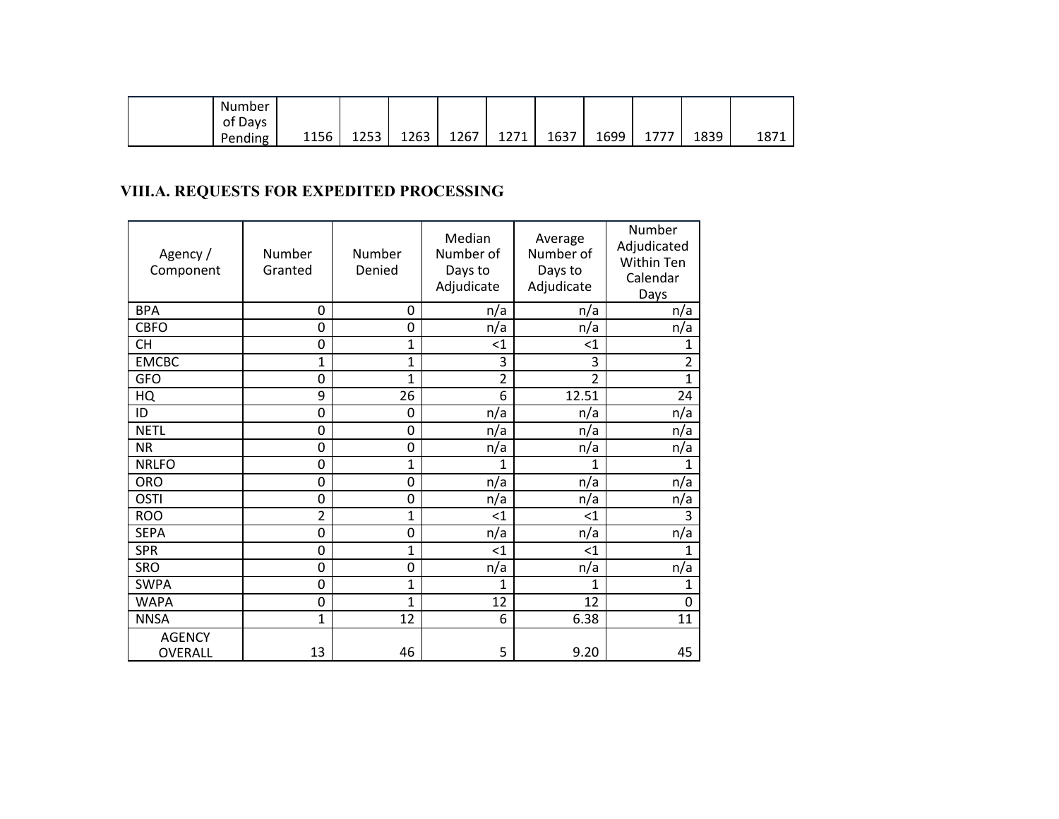| | Number of Days Pending | 1156 | 1253 | 1263 | 1267 | 1271 | 1637 | 1699 | 1777 | 1839 | 1871 |
|---|---|---|---|---|---|---|---|---|---|---|---|

## VIII.A. REQUESTS FOR EXPEDITED PROCESSING

| Agency / Component | Number Granted | Number Denied | Median Number of Days to Adjudicate | Average Number of Days to Adjudicate | Number Adjudicated Within Ten Calendar Days |
|---|---|---|---|---|---|
| BPA | 0 | 0 | n/a | n/a | n/a |
| CBFO | 0 | 0 | n/a | n/a | n/a |
| CH | 0 | 1 | <1 | <1 | 1 |
| EMCBC | 1 | 1 | 3 | 3 | 2 |
| GFO | 0 | 1 | 2 | 2 | 1 |
| HQ | 9 | 26 | 6 | 12.51 | 24 |
| ID | 0 | 0 | n/a | n/a | n/a |
| NETL | 0 | 0 | n/a | n/a | n/a |
| NR | 0 | 0 | n/a | n/a | n/a |
| NRLFO | 0 | 1 | 1 | 1 | 1 |
| ORO | 0 | 0 | n/a | n/a | n/a |
| OSTI | 0 | 0 | n/a | n/a | n/a |
| ROO | 2 | 1 | <1 | <1 | 3 |
| SEPA | 0 | 0 | n/a | n/a | n/a |
| SPR | 0 | 1 | <1 | <1 | 1 |
| SRO | 0 | 0 | n/a | n/a | n/a |
| SWPA | 0 | 1 | 1 | 1 | 1 |
| WAPA | 0 | 1 | 12 | 12 | 0 |
| NNSA | 1 | 12 | 6 | 6.38 | 11 |
| AGENCY OVERALL | 13 | 46 | 5 | 9.20 | 45 |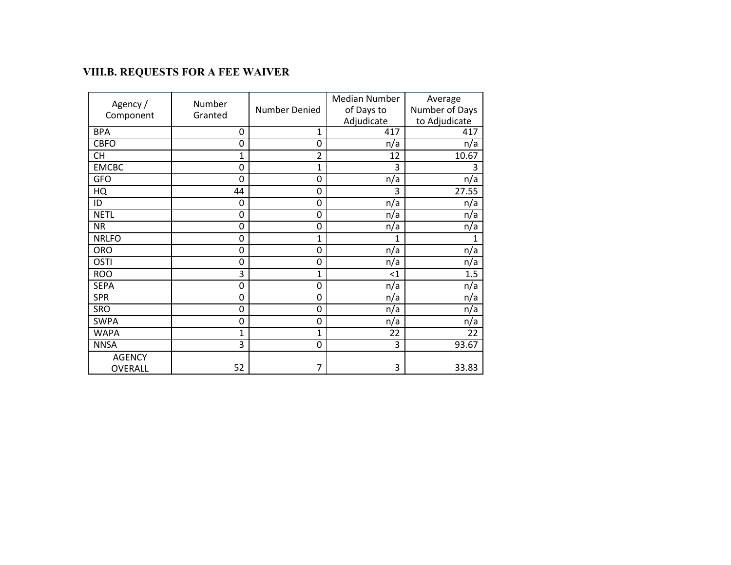### VIII.B. REQUESTS FOR A FEE WAIVER

| Agency / Component | Number Granted | Number Denied | Median Number of Days to Adjudicate | Average Number of Days to Adjudicate |
|---|---|---|---|---|
| BPA | 0 | 1 | 417 | 417 |
| CBFO | 0 | 0 | n/a | n/a |
| CH | 1 | 2 | 12 | 10.67 |
| EMCBC | 0 | 1 | 3 | 3 |
| GFO | 0 | 0 | n/a | n/a |
| HQ | 44 | 0 | 3 | 27.55 |
| ID | 0 | 0 | n/a | n/a |
| NETL | 0 | 0 | n/a | n/a |
| NR | 0 | 0 | n/a | n/a |
| NRLFO | 0 | 1 | 1 | 1 |
| ORO | 0 | 0 | n/a | n/a |
| OSTI | 0 | 0 | n/a | n/a |
| ROO | 3 | 1 | <1 | 1.5 |
| SEPA | 0 | 0 | n/a | n/a |
| SPR | 0 | 0 | n/a | n/a |
| SRO | 0 | 0 | n/a | n/a |
| SWPA | 0 | 0 | n/a | n/a |
| WAPA | 1 | 1 | 22 | 22 |
| NNSA | 3 | 0 | 3 | 93.67 |
| AGENCY OVERALL | 52 | 7 | 3 | 33.83 |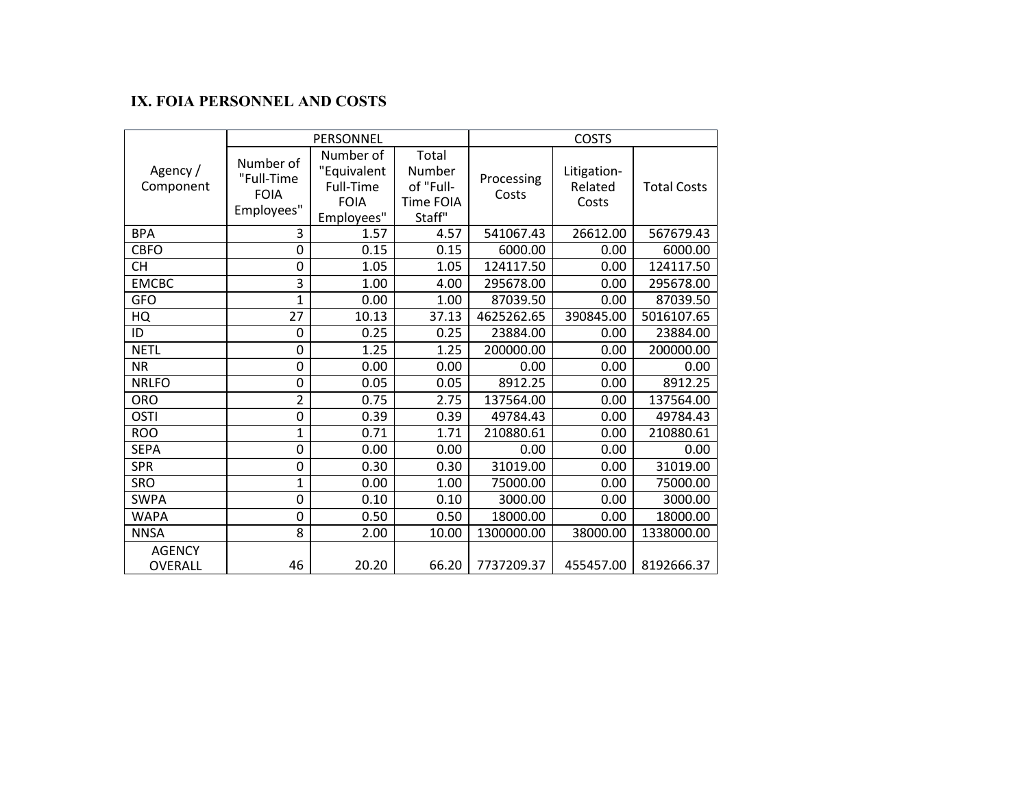## IX. FOIA PERSONNEL AND COSTS

| Agency / Component | PERSONNEL | | | COSTS | | |
|---|---|---|---|---|---|---|
| | Number of "Full-Time FOIA Employees" | Number of "Equivalent Full-Time FOIA Employees" | Total Number of "Full-Time FOIA Staff" | Processing Costs | Litigation-Related Costs | Total Costs |
| BPA | 3 | 1.57 | 4.57 | 541067.43 | 26612.00 | 567679.43 |
| CBFO | 0 | 0.15 | 0.15 | 6000.00 | 0.00 | 6000.00 |
| CH | 0 | 1.05 | 1.05 | 124117.50 | 0.00 | 124117.50 |
| EMCBC | 3 | 1.00 | 4.00 | 295678.00 | 0.00 | 295678.00 |
| GFO | 1 | 0.00 | 1.00 | 87039.50 | 0.00 | 87039.50 |
| HQ | 27 | 10.13 | 37.13 | 4625262.65 | 390845.00 | 5016107.65 |
| ID | 0 | 0.25 | 0.25 | 23884.00 | 0.00 | 23884.00 |
| NETL | 0 | 1.25 | 1.25 | 200000.00 | 0.00 | 200000.00 |
| NR | 0 | 0.00 | 0.00 | 0.00 | 0.00 | 0.00 |
| NRLFO | 0 | 0.05 | 0.05 | 8912.25 | 0.00 | 8912.25 |
| ORO | 2 | 0.75 | 2.75 | 137564.00 | 0.00 | 137564.00 |
| OSTI | 0 | 0.39 | 0.39 | 49784.43 | 0.00 | 49784.43 |
| ROO | 1 | 0.71 | 1.71 | 210880.61 | 0.00 | 210880.61 |
| SEPA | 0 | 0.00 | 0.00 | 0.00 | 0.00 | 0.00 |
| SPR | 0 | 0.30 | 0.30 | 31019.00 | 0.00 | 31019.00 |
| SRO | 1 | 0.00 | 1.00 | 75000.00 | 0.00 | 75000.00 |
| SWPA | 0 | 0.10 | 0.10 | 3000.00 | 0.00 | 3000.00 |
| WAPA | 0 | 0.50 | 0.50 | 18000.00 | 0.00 | 18000.00 |
| NNSA | 8 | 2.00 | 10.00 | 1300000.00 | 38000.00 | 1338000.00 |
| AGENCY OVERALL | 46 | 20.20 | 66.20 | 7737209.37 | 455457.00 | 8192666.37 |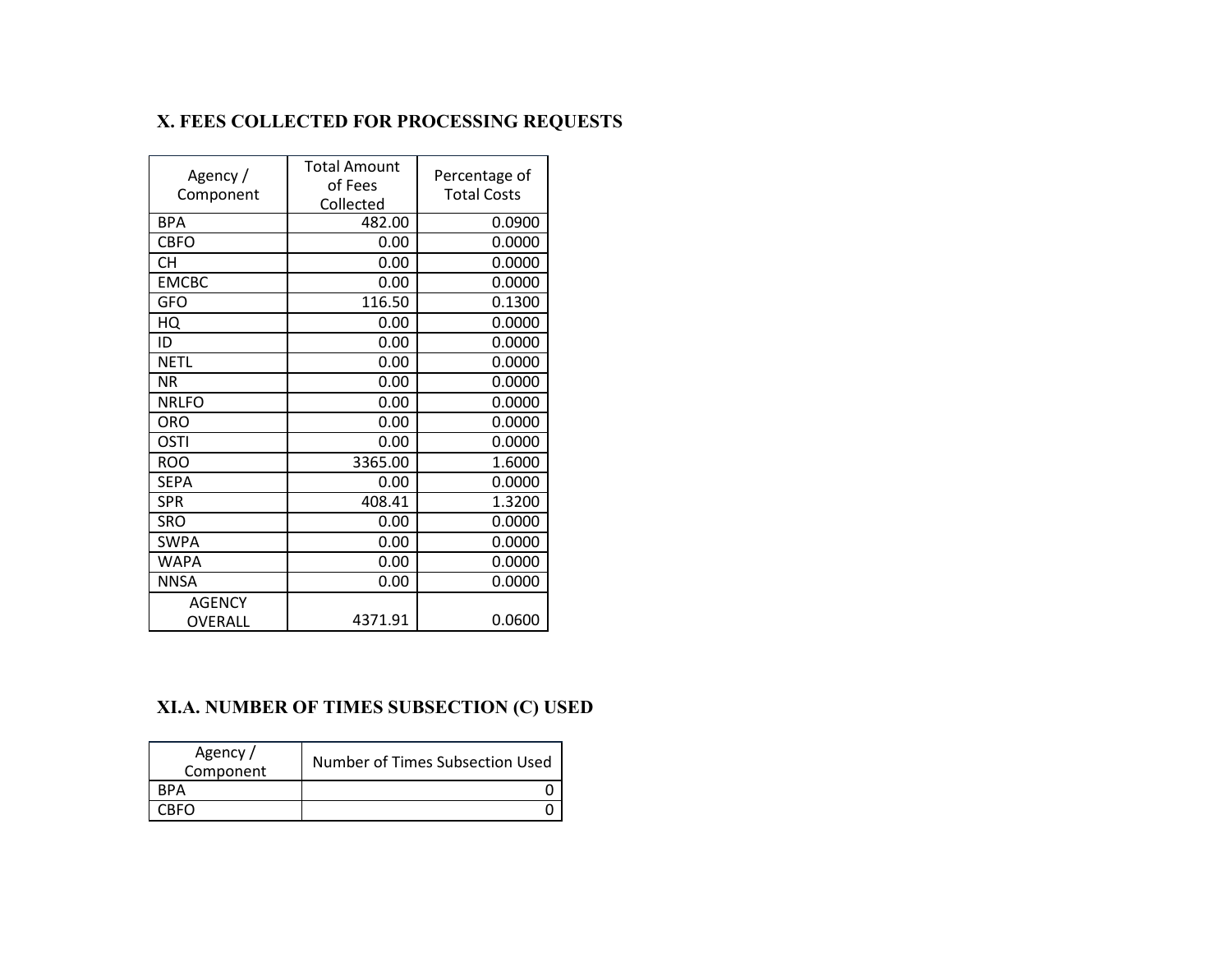## X. FEES COLLECTED FOR PROCESSING REQUESTS

| Agency / Component | Total Amount of Fees Collected | Percentage of Total Costs |
|---|---|---|
| BPA | 482.00 | 0.0900 |
| CBFO | 0.00 | 0.0000 |
| CH | 0.00 | 0.0000 |
| EMCBC | 0.00 | 0.0000 |
| GFO | 116.50 | 0.1300 |
| HQ | 0.00 | 0.0000 |
| ID | 0.00 | 0.0000 |
| NETL | 0.00 | 0.0000 |
| NR | 0.00 | 0.0000 |
| NRLFO | 0.00 | 0.0000 |
| ORO | 0.00 | 0.0000 |
| OSTI | 0.00 | 0.0000 |
| ROO | 3365.00 | 1.6000 |
| SEPA | 0.00 | 0.0000 |
| SPR | 408.41 | 1.3200 |
| SRO | 0.00 | 0.0000 |
| SWPA | 0.00 | 0.0000 |
| WAPA | 0.00 | 0.0000 |
| NNSA | 0.00 | 0.0000 |
| AGENCY OVERALL | 4371.91 | 0.0600 |

## XI.A. NUMBER OF TIMES SUBSECTION (C) USED

| Agency / Component | Number of Times Subsection Used |
|---|---|
| BPA | 0 |
| CBFO | 0 |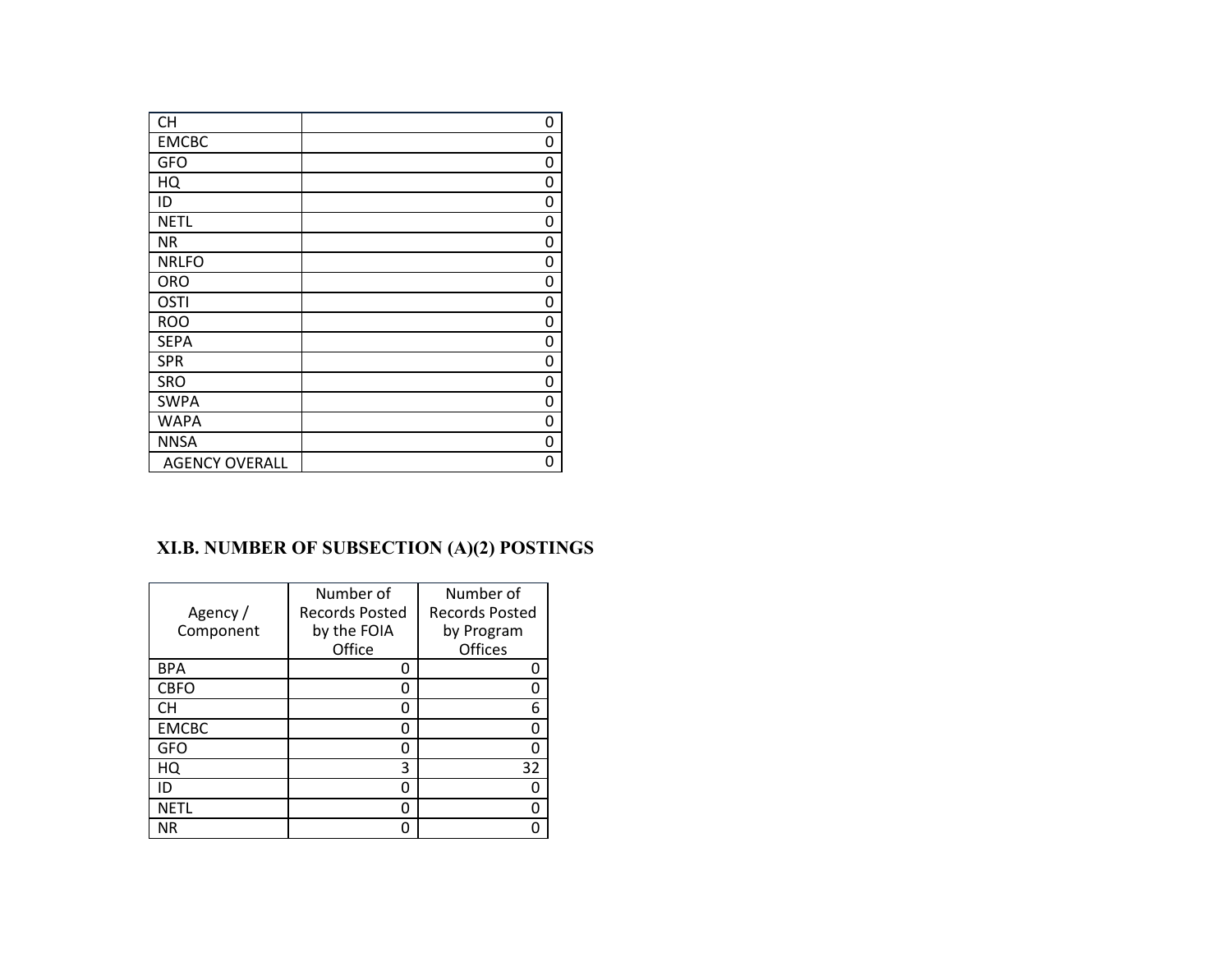| | |
|---|---|
| CH | 0 |
| EMCBC | 0 |
| GFO | 0 |
| HQ | 0 |
| ID | 0 |
| NETL | 0 |
| NR | 0 |
| NRLFO | 0 |
| ORO | 0 |
| OSTI | 0 |
| ROO | 0 |
| SEPA | 0 |
| SPR | 0 |
| SRO | 0 |
| SWPA | 0 |
| WAPA | 0 |
| NNSA | 0 |
| AGENCY OVERALL | 0 |

## XI.B. NUMBER OF SUBSECTION (A)(2) POSTINGS

| Agency / Component | Number of Records Posted by the FOIA Office | Number of Records Posted by Program Offices |
|---|---|---|
| BPA | 0 | 0 |
| CBFO | 0 | 0 |
| CH | 0 | 6 |
| EMCBC | 0 | 0 |
| GFO | 0 | 0 |
| HQ | 3 | 32 |
| ID | 0 | 0 |
| NETL | 0 | 0 |
| NR | 0 | 0 |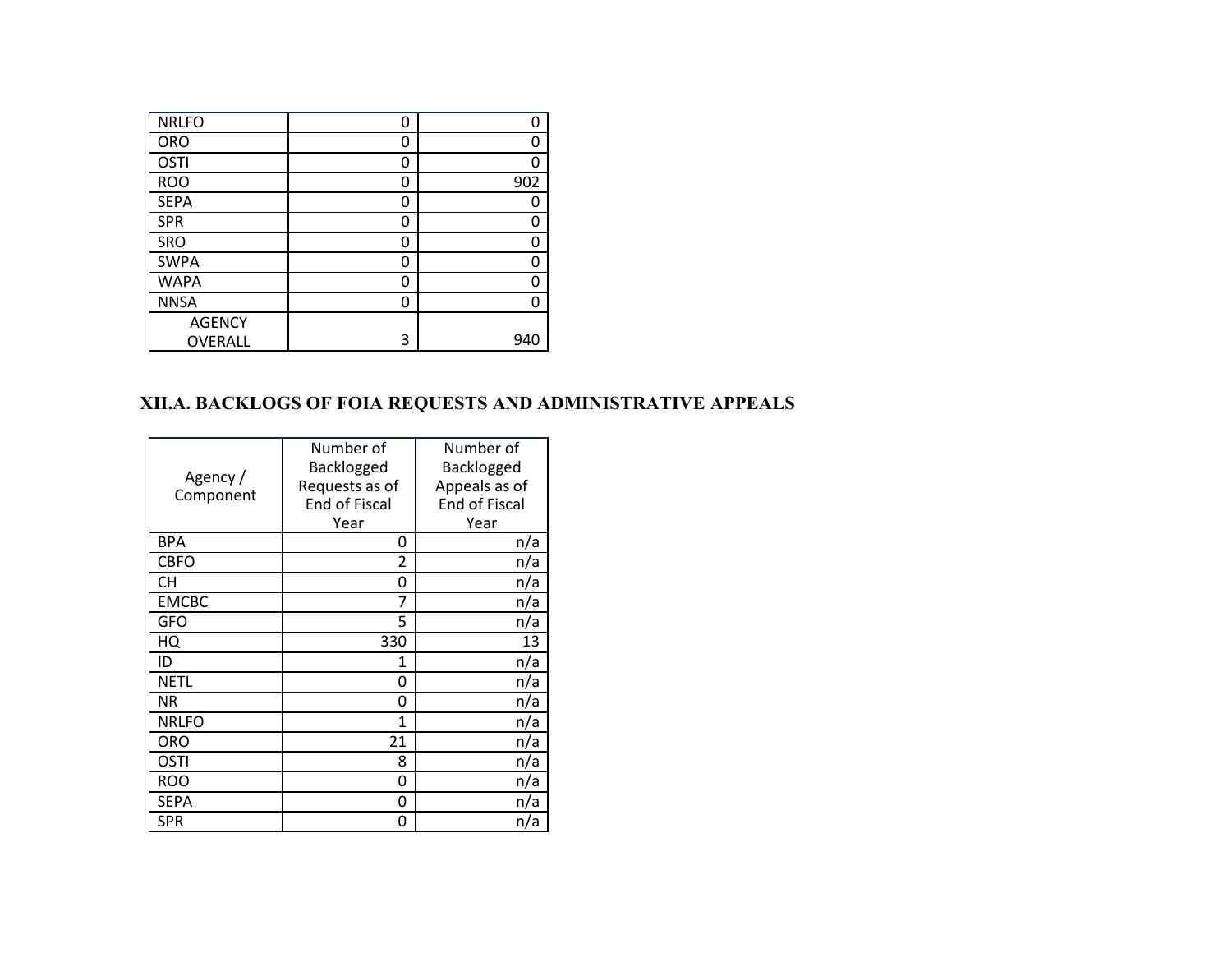| | | |
|---|---|---|
| NRLFO | 0 | 0 |
| ORO | 0 | 0 |
| OSTI | 0 | 0 |
| ROO | 0 | 902 |
| SEPA | 0 | 0 |
| SPR | 0 | 0 |
| SRO | 0 | 0 |
| SWPA | 0 | 0 |
| WAPA | 0 | 0 |
| NNSA | 0 | 0 |
| AGENCY OVERALL | 3 | 940 |

## XII.A. BACKLOGS OF FOIA REQUESTS AND ADMINISTRATIVE APPEALS

| Agency / Component | Number of Backlogged Requests as of End of Fiscal Year | Number of Backlogged Appeals as of End of Fiscal Year |
|---|---|---|
| BPA | 0 | n/a |
| CBFO | 2 | n/a |
| CH | 0 | n/a |
| EMCBC | 7 | n/a |
| GFO | 5 | n/a |
| HQ | 330 | 13 |
| ID | 1 | n/a |
| NETL | 0 | n/a |
| NR | 0 | n/a |
| NRLFO | 1 | n/a |
| ORO | 21 | n/a |
| OSTI | 8 | n/a |
| ROO | 0 | n/a |
| SEPA | 0 | n/a |
| SPR | 0 | n/a |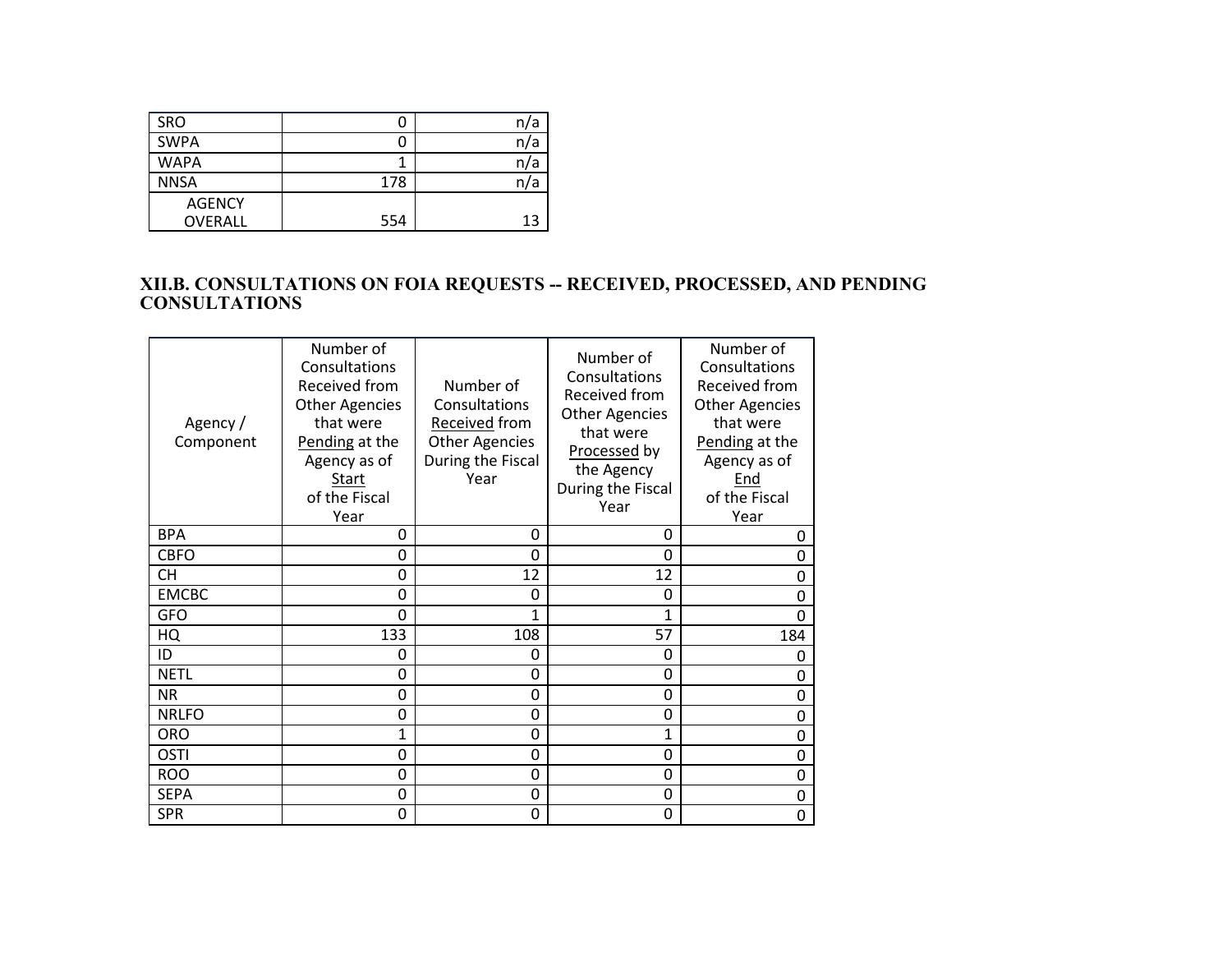| | | |
|---|---|---|
| SRO | 0 | n/a |
| SWPA | 0 | n/a |
| WAPA | 1 | n/a |
| NNSA | 178 | n/a |
| AGENCY OVERALL | 554 | 13 |

### XII.B. CONSULTATIONS ON FOIA REQUESTS -- RECEIVED, PROCESSED, AND PENDING CONSULTATIONS

| Agency / Component | Number of Consultations Received from Other Agencies that were Pending at the Agency as of Start of the Fiscal Year | Number of Consultations Received from Other Agencies During the Fiscal Year | Number of Consultations Received from Other Agencies that were Processed by the Agency During the Fiscal Year | Number of Consultations Received from Other Agencies that were Pending at the Agency as of End of the Fiscal Year |
|---|---|---|---|---|
| BPA | 0 | 0 | 0 | 0 |
| CBFO | 0 | 0 | 0 | 0 |
| CH | 0 | 12 | 12 | 0 |
| EMCBC | 0 | 0 | 0 | 0 |
| GFO | 0 | 1 | 1 | 0 |
| HQ | 133 | 108 | 57 | 184 |
| ID | 0 | 0 | 0 | 0 |
| NETL | 0 | 0 | 0 | 0 |
| NR | 0 | 0 | 0 | 0 |
| NRLFO | 0 | 0 | 0 | 0 |
| ORO | 1 | 0 | 1 | 0 |
| OSTI | 0 | 0 | 0 | 0 |
| ROO | 0 | 0 | 0 | 0 |
| SEPA | 0 | 0 | 0 | 0 |
| SPR | 0 | 0 | 0 | 0 |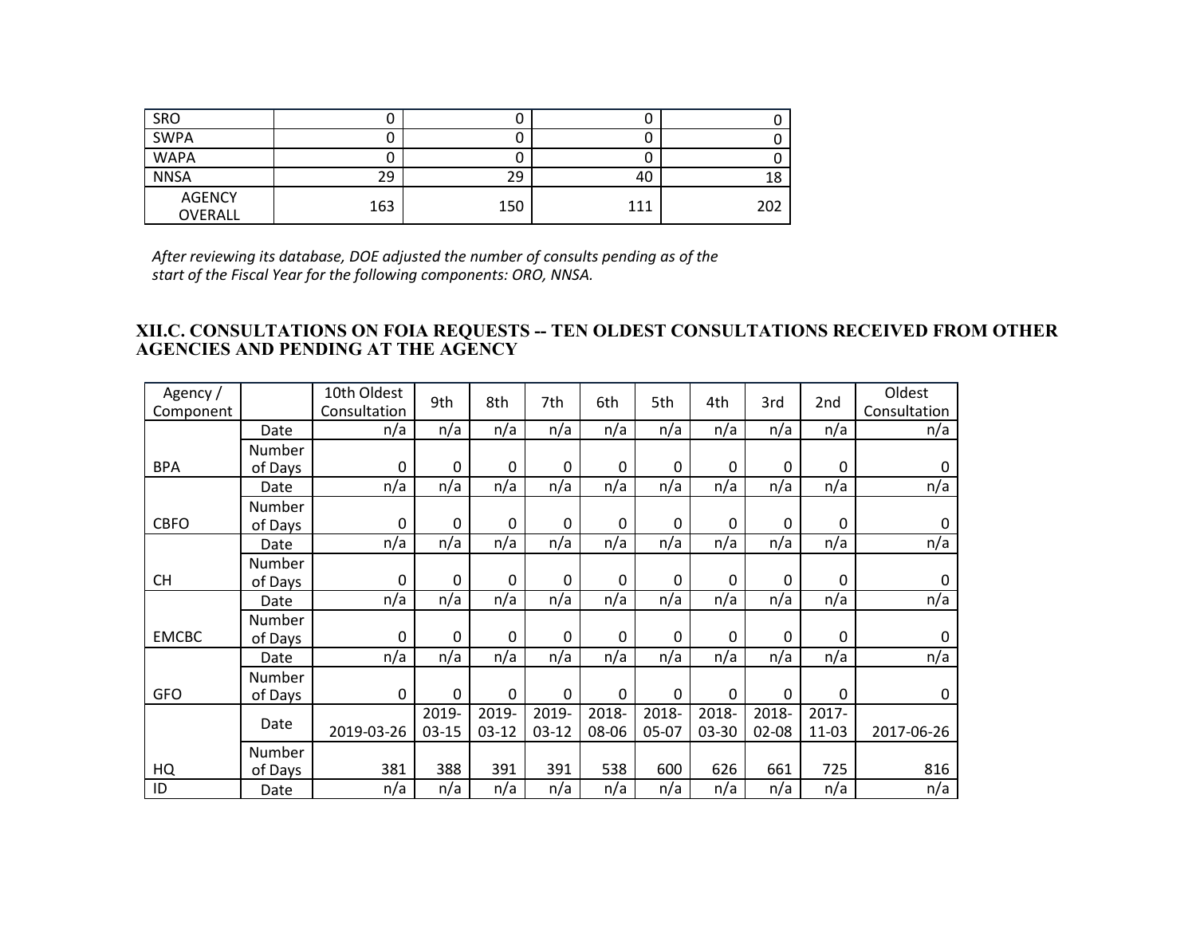| SRO | 0 | 0 | 0 | 0 |
|---|---|---|---|---|
| SWPA | 0 | 0 | 0 | 0 |
| WAPA | 0 | 0 | 0 | 0 |
| NNSA | 29 | 29 | 40 | 18 |
| AGENCY OVERALL | 163 | 150 | 111 | 202 |

*After reviewing its database, DOE adjusted the number of consults pending as of the start of the Fiscal Year for the following components: ORO, NNSA.*

## XII.C. CONSULTATIONS ON FOIA REQUESTS -- TEN OLDEST CONSULTATIONS RECEIVED FROM OTHER AGENCIES AND PENDING AT THE AGENCY

| Agency / Component | | 10th Oldest Consultation | 9th | 8th | 7th | 6th | 5th | 4th | 3rd | 2nd | Oldest Consultation |
|---|---|---|---|---|---|---|---|---|---|---|---|
| BPA | Date | n/a | n/a | n/a | n/a | n/a | n/a | n/a | n/a | n/a | n/a |
| | Number of Days | 0 | 0 | 0 | 0 | 0 | 0 | 0 | 0 | 0 | 0 |
| CBFO | Date | n/a | n/a | n/a | n/a | n/a | n/a | n/a | n/a | n/a | n/a |
| | Number of Days | 0 | 0 | 0 | 0 | 0 | 0 | 0 | 0 | 0 | 0 |
| CH | Date | n/a | n/a | n/a | n/a | n/a | n/a | n/a | n/a | n/a | n/a |
| | Number of Days | 0 | 0 | 0 | 0 | 0 | 0 | 0 | 0 | 0 | 0 |
| EMCBC | Date | n/a | n/a | n/a | n/a | n/a | n/a | n/a | n/a | n/a | n/a |
| | Number of Days | 0 | 0 | 0 | 0 | 0 | 0 | 0 | 0 | 0 | 0 |
| GFO | Date | n/a | n/a | n/a | n/a | n/a | n/a | n/a | n/a | n/a | n/a |
| | Number of Days | 0 | 0 | 0 | 0 | 0 | 0 | 0 | 0 | 0 | 0 |
| HQ | Date | 2019-03-26 | 2019-03-15 | 2019-03-12 | 2019-03-12 | 2018-08-06 | 2018-05-07 | 2018-03-30 | 2018-02-08 | 2017-11-03 | 2017-06-26 |
| | Number of Days | 381 | 388 | 391 | 391 | 538 | 600 | 626 | 661 | 725 | 816 |
| ID | Date | n/a | n/a | n/a | n/a | n/a | n/a | n/a | n/a | n/a | n/a |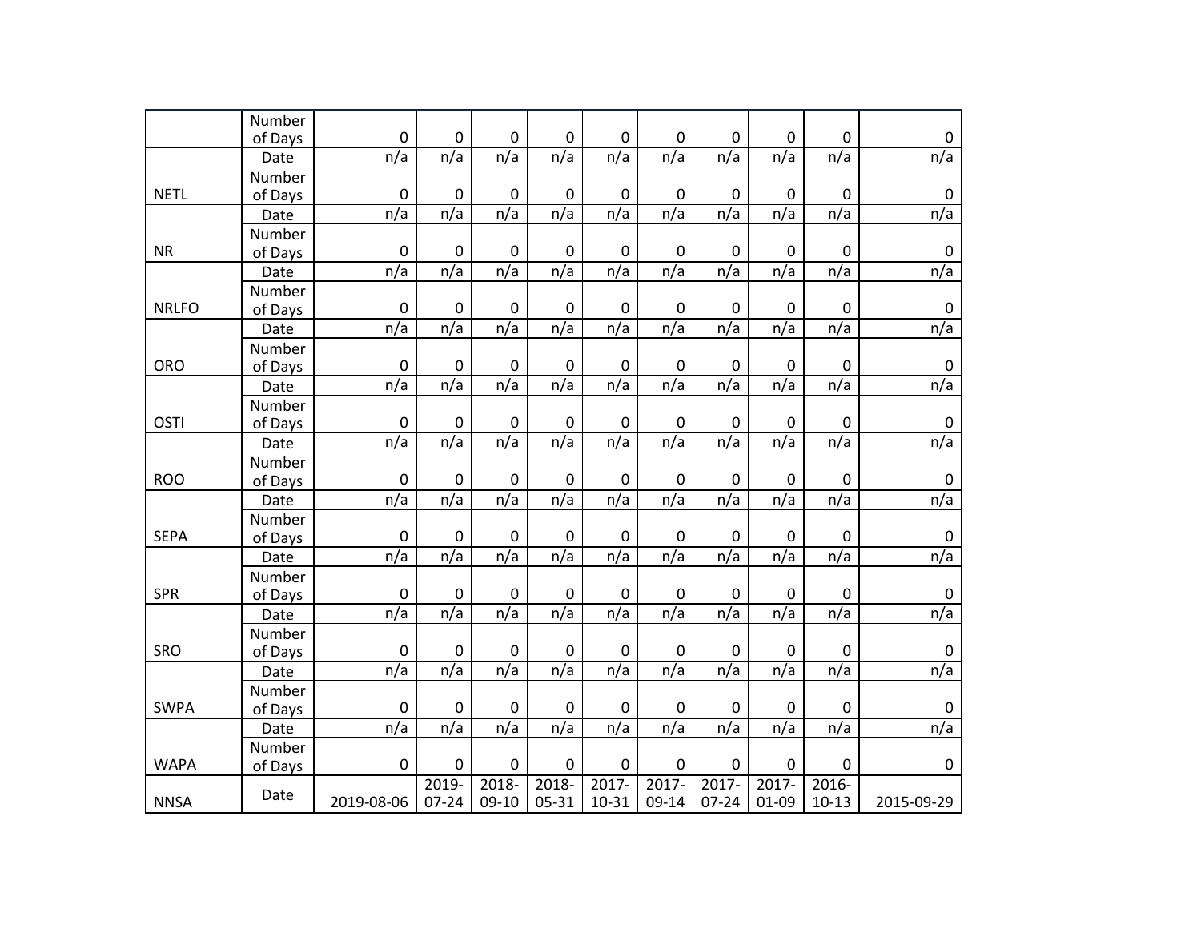|  | Number of Days | 0 | 0 | 0 | 0 | 0 | 0 | 0 | 0 | 0 | 0 |
|---|---|---|---|---|---|---|---|---|---|---|---|
|  | Date | n/a | n/a | n/a | n/a | n/a | n/a | n/a | n/a | n/a | n/a |
| NETL | Number of Days | 0 | 0 | 0 | 0 | 0 | 0 | 0 | 0 | 0 | 0 |
|  | Date | n/a | n/a | n/a | n/a | n/a | n/a | n/a | n/a | n/a | n/a |
| NR | Number of Days | 0 | 0 | 0 | 0 | 0 | 0 | 0 | 0 | 0 | 0 |
|  | Date | n/a | n/a | n/a | n/a | n/a | n/a | n/a | n/a | n/a | n/a |
| NRLFO | Number of Days | 0 | 0 | 0 | 0 | 0 | 0 | 0 | 0 | 0 | 0 |
|  | Date | n/a | n/a | n/a | n/a | n/a | n/a | n/a | n/a | n/a | n/a |
| ORO | Number of Days | 0 | 0 | 0 | 0 | 0 | 0 | 0 | 0 | 0 | 0 |
|  | Date | n/a | n/a | n/a | n/a | n/a | n/a | n/a | n/a | n/a | n/a |
| OSTI | Number of Days | 0 | 0 | 0 | 0 | 0 | 0 | 0 | 0 | 0 | 0 |
|  | Date | n/a | n/a | n/a | n/a | n/a | n/a | n/a | n/a | n/a | n/a |
| ROO | Number of Days | 0 | 0 | 0 | 0 | 0 | 0 | 0 | 0 | 0 | 0 |
|  | Date | n/a | n/a | n/a | n/a | n/a | n/a | n/a | n/a | n/a | n/a |
| SEPA | Number of Days | 0 | 0 | 0 | 0 | 0 | 0 | 0 | 0 | 0 | 0 |
|  | Date | n/a | n/a | n/a | n/a | n/a | n/a | n/a | n/a | n/a | n/a |
| SPR | Number of Days | 0 | 0 | 0 | 0 | 0 | 0 | 0 | 0 | 0 | 0 |
|  | Date | n/a | n/a | n/a | n/a | n/a | n/a | n/a | n/a | n/a | n/a |
| SRO | Number of Days | 0 | 0 | 0 | 0 | 0 | 0 | 0 | 0 | 0 | 0 |
|  | Date | n/a | n/a | n/a | n/a | n/a | n/a | n/a | n/a | n/a | n/a |
| SWPA | Number of Days | 0 | 0 | 0 | 0 | 0 | 0 | 0 | 0 | 0 | 0 |
|  | Date | n/a | n/a | n/a | n/a | n/a | n/a | n/a | n/a | n/a | n/a |
| WAPA | Number of Days | 0 | 0 | 0 | 0 | 0 | 0 | 0 | 0 | 0 | 0 |
| NNSA | Date | 2019-08-06 | 2019-07-24 | 2018-09-10 | 2018-05-31 | 2017-10-31 | 2017-09-14 | 2017-07-24 | 2017-01-09 | 2016-10-13 | 2015-09-29 |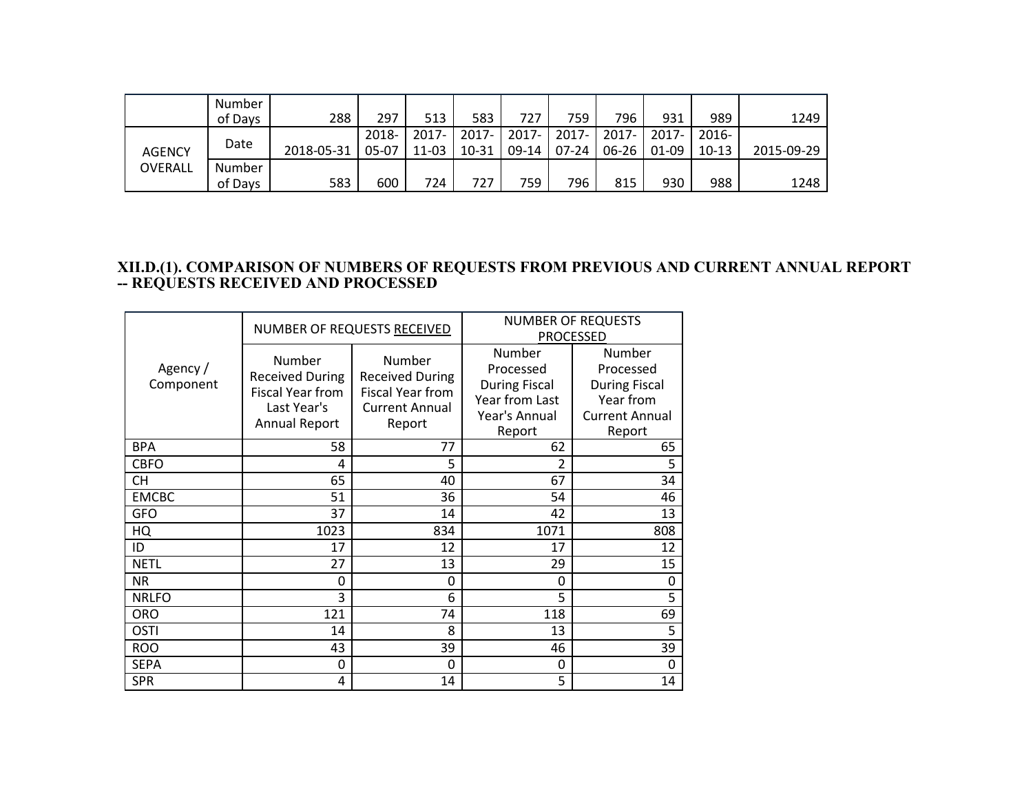| | | | | | | | | | | | |
|---|---|---|---|---|---|---|---|---|---|---|---|
| | Number of Days | 288 | 297 | 513 | 583 | 727 | 759 | 796 | 931 | 989 | 1249 |
| AGENCY OVERALL | Date | 2018-05-31 | 2018-05-07 | 2017-11-03 | 2017-10-31 | 2017-09-14 | 2017-07-24 | 2017-06-26 | 2017-01-09 | 2016-10-13 | 2015-09-29 |
| | Number of Days | 583 | 600 | 724 | 727 | 759 | 796 | 815 | 930 | 988 | 1248 |

## XII.D.(1). COMPARISON OF NUMBERS OF REQUESTS FROM PREVIOUS AND CURRENT ANNUAL REPORT -- REQUESTS RECEIVED AND PROCESSED

| Agency / Component | NUMBER OF REQUESTS RECEIVED | | NUMBER OF REQUESTS PROCESSED | |
|---|---|---|---|---|
| | Number Received During Fiscal Year from Last Year's Annual Report | Number Received During Fiscal Year from Current Annual Report | Number Processed During Fiscal Year from Last Year's Annual Report | Number Processed During Fiscal Year from Current Annual Report |
| BPA | 58 | 77 | 62 | 65 |
| CBFO | 4 | 5 | 2 | 5 |
| CH | 65 | 40 | 67 | 34 |
| EMCBC | 51 | 36 | 54 | 46 |
| GFO | 37 | 14 | 42 | 13 |
| HQ | 1023 | 834 | 1071 | 808 |
| ID | 17 | 12 | 17 | 12 |
| NETL | 27 | 13 | 29 | 15 |
| NR | 0 | 0 | 0 | 0 |
| NRLFO | 3 | 6 | 5 | 5 |
| ORO | 121 | 74 | 118 | 69 |
| OSTI | 14 | 8 | 13 | 5 |
| ROO | 43 | 39 | 46 | 39 |
| SEPA | 0 | 0 | 0 | 0 |
| SPR | 4 | 14 | 5 | 14 |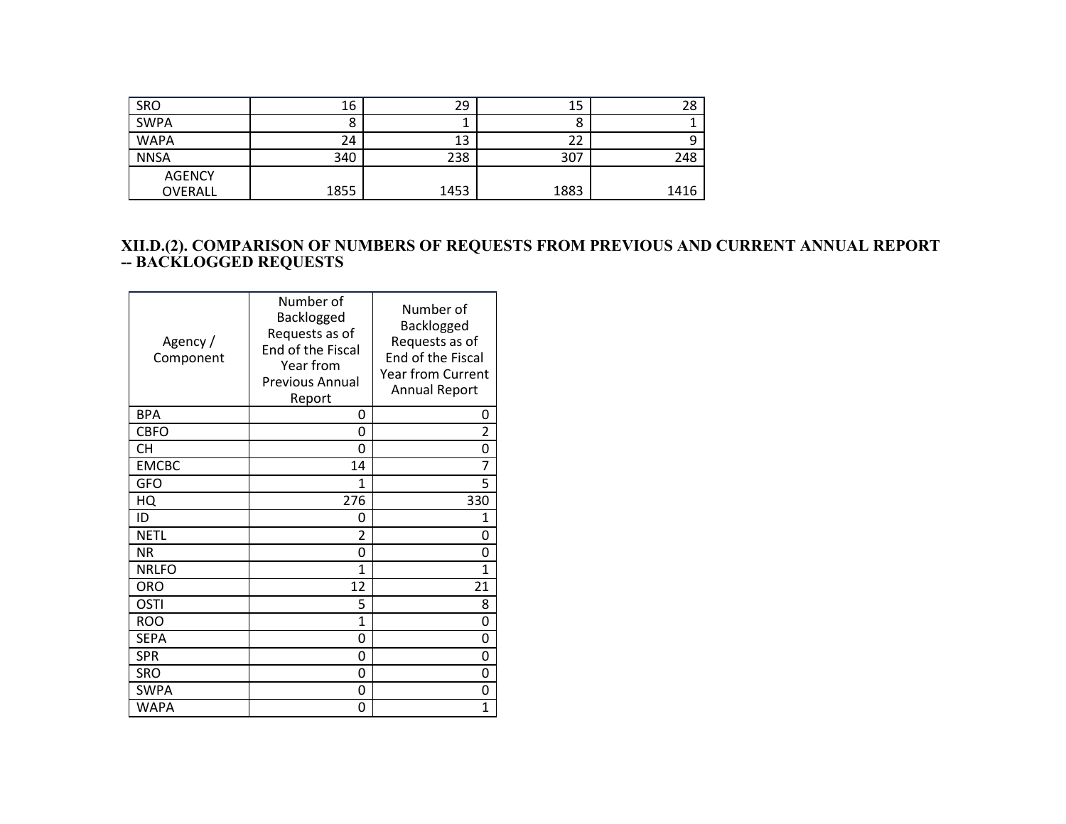| | | | | |
|---|---|---|---|---|
| SRO | 16 | 29 | 15 | 28 |
| SWPA | 8 | 1 | 8 | 1 |
| WAPA | 24 | 13 | 22 | 9 |
| NNSA | 340 | 238 | 307 | 248 |
| AGENCY OVERALL | 1855 | 1453 | 1883 | 1416 |

## XII.D.(2). COMPARISON OF NUMBERS OF REQUESTS FROM PREVIOUS AND CURRENT ANNUAL REPORT -- BACKLOGGED REQUESTS

| Agency / Component | Number of Backlogged Requests as of End of the Fiscal Year from Previous Annual Report | Number of Backlogged Requests as of End of the Fiscal Year from Current Annual Report |
|---|---|---|
| BPA | 0 | 0 |
| CBFO | 0 | 2 |
| CH | 0 | 0 |
| EMCBC | 14 | 7 |
| GFO | 1 | 5 |
| HQ | 276 | 330 |
| ID | 0 | 1 |
| NETL | 2 | 0 |
| NR | 0 | 0 |
| NRLFO | 1 | 1 |
| ORO | 12 | 21 |
| OSTI | 5 | 8 |
| ROO | 1 | 0 |
| SEPA | 0 | 0 |
| SPR | 0 | 0 |
| SRO | 0 | 0 |
| SWPA | 0 | 0 |
| WAPA | 0 | 1 |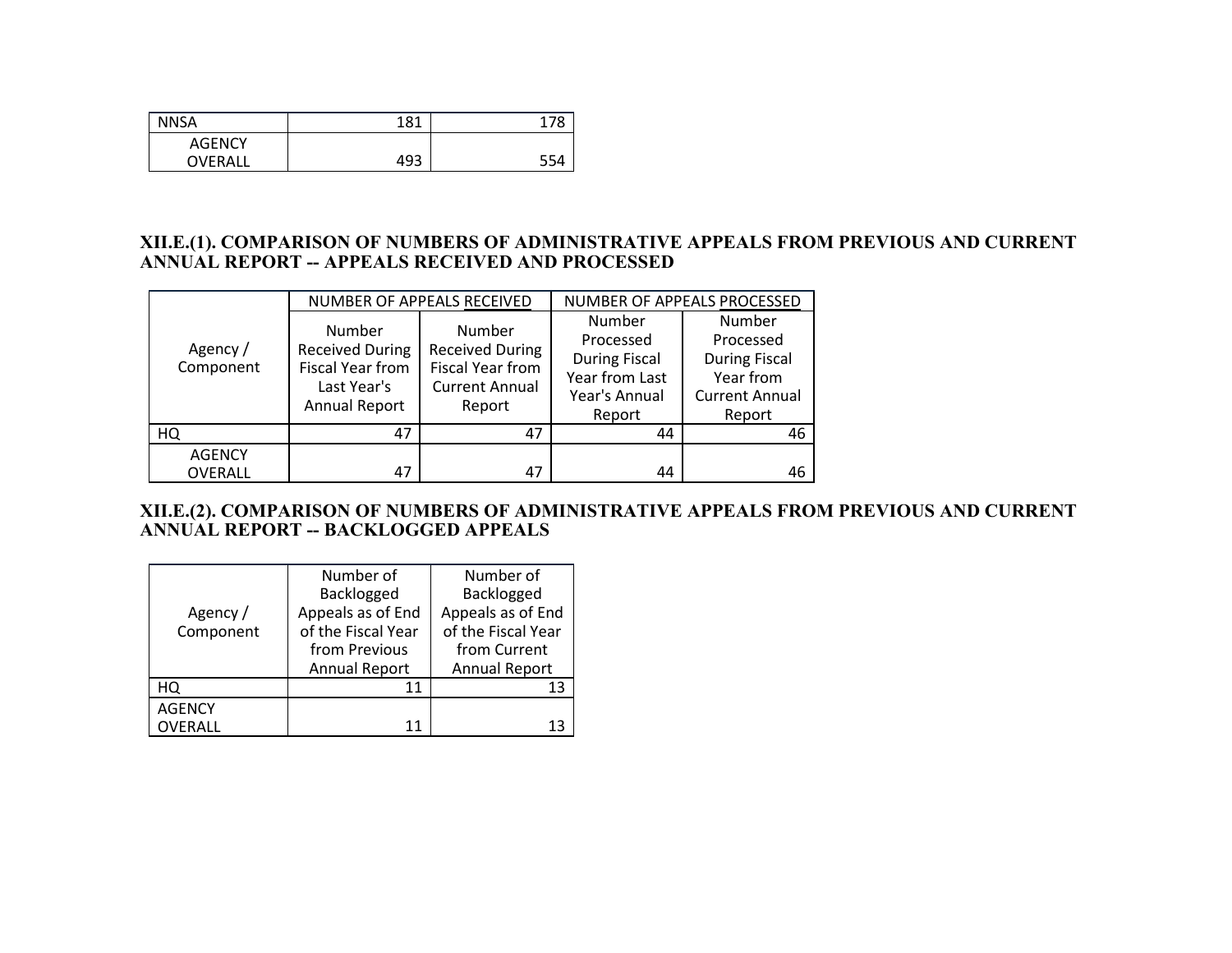| | | |
|---|---|---|
| NNSA | 181 | 178 |
| AGENCY OVERALL | 493 | 554 |

### XII.E.(1). COMPARISON OF NUMBERS OF ADMINISTRATIVE APPEALS FROM PREVIOUS AND CURRENT ANNUAL REPORT -- APPEALS RECEIVED AND PROCESSED

| Agency / Component | NUMBER OF APPEALS RECEIVED | | NUMBER OF APPEALS PROCESSED | |
|---|---|---|---|---|
| | Number Received During Fiscal Year from Last Year's Annual Report | Number Received During Fiscal Year from Current Annual Report | Number Processed During Fiscal Year from Last Year's Annual Report | Number Processed During Fiscal Year from Current Annual Report |
| HQ | 47 | 47 | 44 | 46 |
| AGENCY OVERALL | 47 | 47 | 44 | 46 |

### XII.E.(2). COMPARISON OF NUMBERS OF ADMINISTRATIVE APPEALS FROM PREVIOUS AND CURRENT ANNUAL REPORT -- BACKLOGGED APPEALS

| Agency / Component | Number of Backlogged Appeals as of End of the Fiscal Year from Previous Annual Report | Number of Backlogged Appeals as of End of the Fiscal Year from Current Annual Report |
|---|---|---|
| HQ | 11 | 13 |
| AGENCY OVERALL | 11 | 13 |